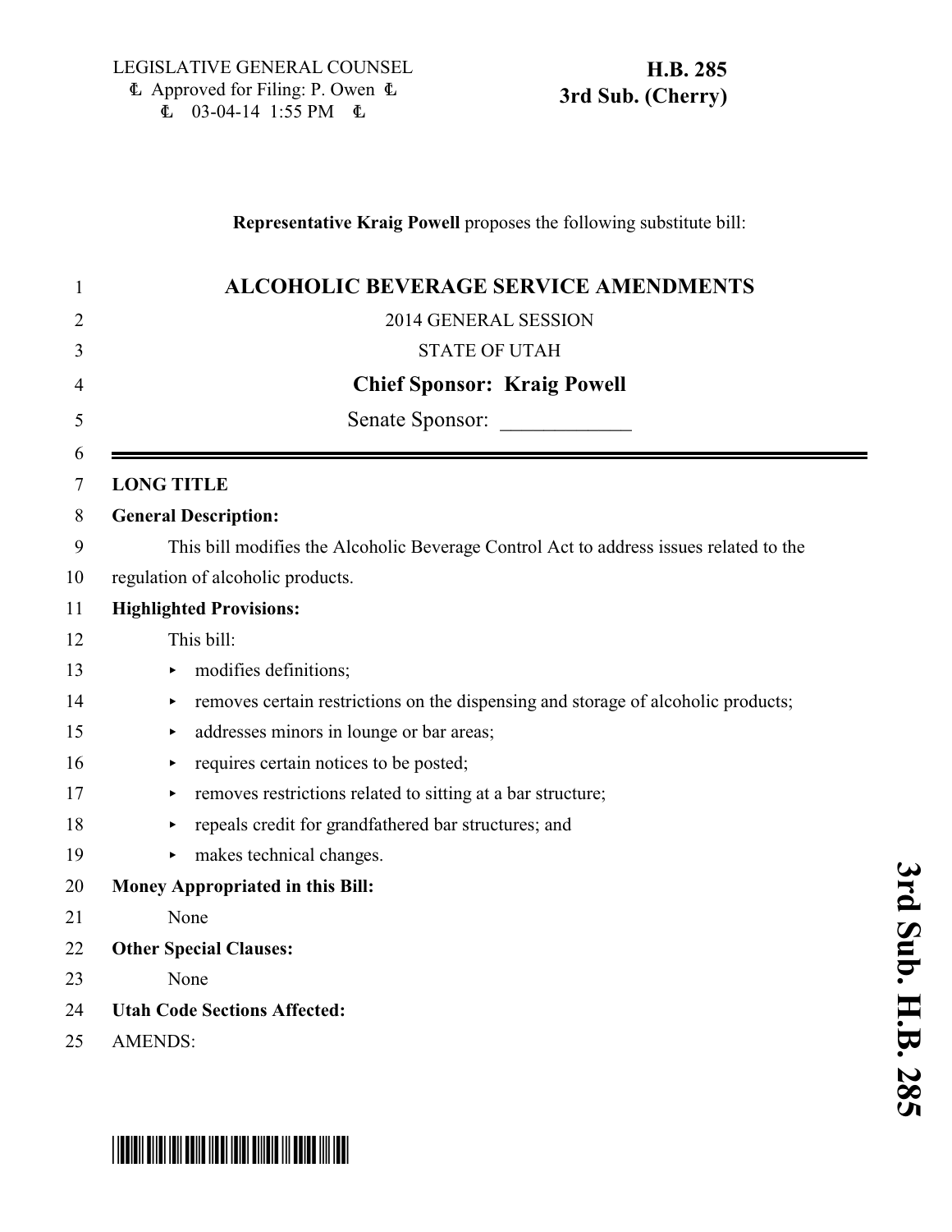LEGISLATIVE GENERAL COUNSEL
Approved for Filing: P. Owen
03-04-14 1:55 PM

**H.B. 285**
**3rd Sub. (Cherry)**

**Representative Kraig Powell** proposes the following substitute bill:

# ALCOHOLIC BEVERAGE SERVICE AMENDMENTS

2014 GENERAL SESSION

STATE OF UTAH

**Chief Sponsor: Kraig Powell**

Senate Sponsor: ____________

**LONG TITLE**

**General Description:**

This bill modifies the Alcoholic Beverage Control Act to address issues related to the regulation of alcoholic products.

**Highlighted Provisions:**

This bill:

- modifies definitions;
- removes certain restrictions on the dispensing and storage of alcoholic products;
- addresses minors in lounge or bar areas;
- requires certain notices to be posted;
- removes restrictions related to sitting at a bar structure;
- repeals credit for grandfathered bar structures; and
- makes technical changes.

**Money Appropriated in this Bill:**

None

**Other Special Clauses:**

None

**Utah Code Sections Affected:**

AMENDS: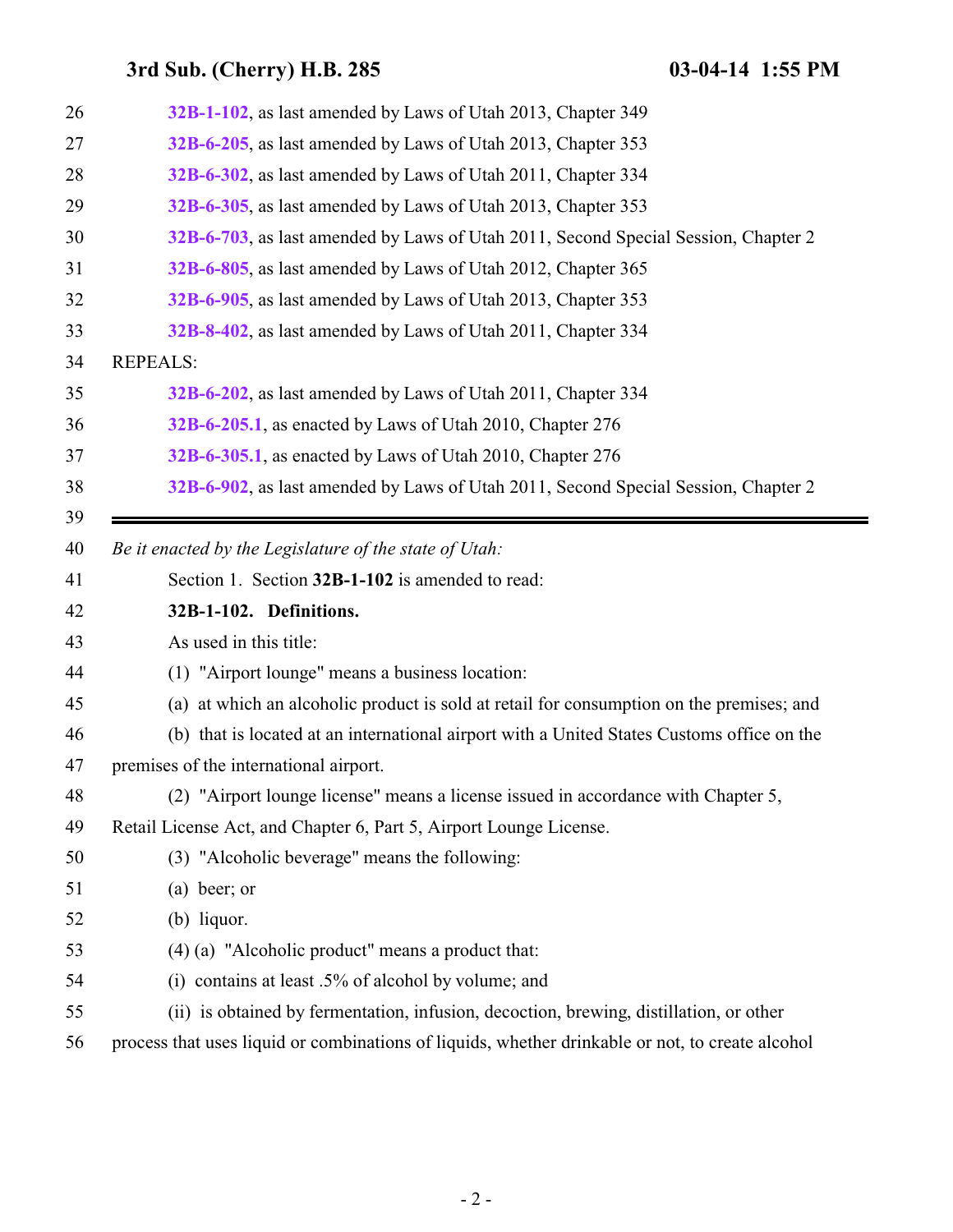32B-1-102, as last amended by Laws of Utah 2013, Chapter 349

32B-6-205, as last amended by Laws of Utah 2013, Chapter 353

32B-6-302, as last amended by Laws of Utah 2011, Chapter 334

32B-6-305, as last amended by Laws of Utah 2013, Chapter 353

32B-6-703, as last amended by Laws of Utah 2011, Second Special Session, Chapter 2

32B-6-805, as last amended by Laws of Utah 2012, Chapter 365

32B-6-905, as last amended by Laws of Utah 2013, Chapter 353

32B-8-402, as last amended by Laws of Utah 2011, Chapter 334

REPEALS:

32B-6-202, as last amended by Laws of Utah 2011, Chapter 334

32B-6-205.1, as enacted by Laws of Utah 2010, Chapter 276

32B-6-305.1, as enacted by Laws of Utah 2010, Chapter 276

32B-6-902, as last amended by Laws of Utah 2011, Second Special Session, Chapter 2

---

*Be it enacted by the Legislature of the state of Utah:*

Section 1. Section **32B-1-102** is amended to read:

**32B-1-102. Definitions.**

As used in this title:

(1) "Airport lounge" means a business location:

(a) at which an alcoholic product is sold at retail for consumption on the premises; and

(b) that is located at an international airport with a United States Customs office on the premises of the international airport.

(2) "Airport lounge license" means a license issued in accordance with Chapter 5, Retail License Act, and Chapter 6, Part 5, Airport Lounge License.

(3) "Alcoholic beverage" means the following:

(a) beer; or

(b) liquor.

(4) (a) "Alcoholic product" means a product that:

(i) contains at least .5% of alcohol by volume; and

(ii) is obtained by fermentation, infusion, decoction, brewing, distillation, or other process that uses liquid or combinations of liquids, whether drinkable or not, to create alcohol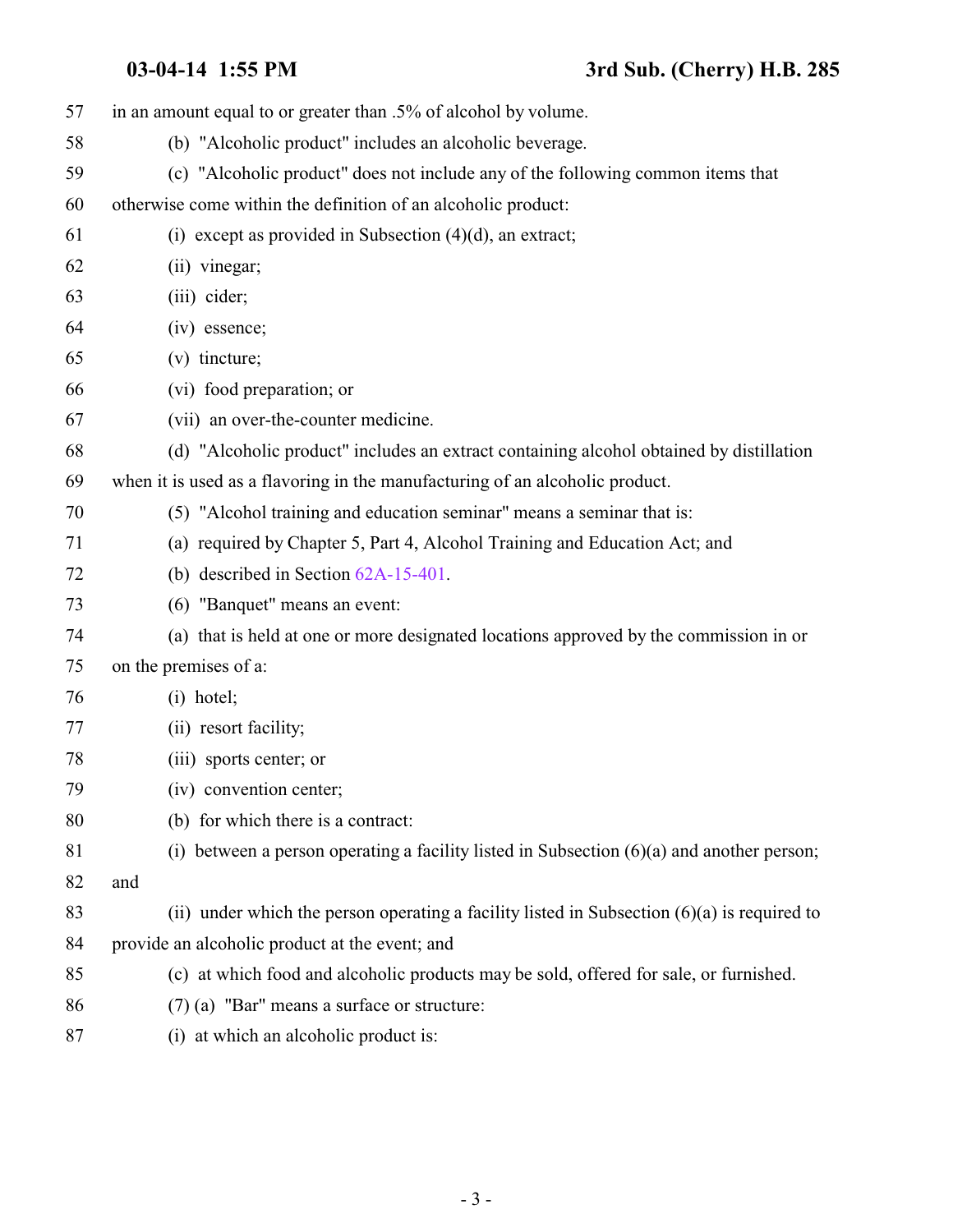in an amount equal to or greater than .5% of alcohol by volume.

(b) "Alcoholic product" includes an alcoholic beverage.

(c) "Alcoholic product" does not include any of the following common items that otherwise come within the definition of an alcoholic product:

(i) except as provided in Subsection (4)(d), an extract;

(ii) vinegar;

(iii) cider;

(iv) essence;

(v) tincture;

(vi) food preparation; or

(vii) an over-the-counter medicine.

(d) "Alcoholic product" includes an extract containing alcohol obtained by distillation when it is used as a flavoring in the manufacturing of an alcoholic product.

(5) "Alcohol training and education seminar" means a seminar that is:

(a) required by Chapter 5, Part 4, Alcohol Training and Education Act; and

(b) described in Section 62A-15-401.

(6) "Banquet" means an event:

(a) that is held at one or more designated locations approved by the commission in or on the premises of a:

(i) hotel;

(ii) resort facility;

(iii) sports center; or

(iv) convention center;

(b) for which there is a contract:

(i) between a person operating a facility listed in Subsection (6)(a) and another person; and

(ii) under which the person operating a facility listed in Subsection (6)(a) is required to provide an alcoholic product at the event; and

(c) at which food and alcoholic products may be sold, offered for sale, or furnished.

(7) (a) "Bar" means a surface or structure:

(i) at which an alcoholic product is: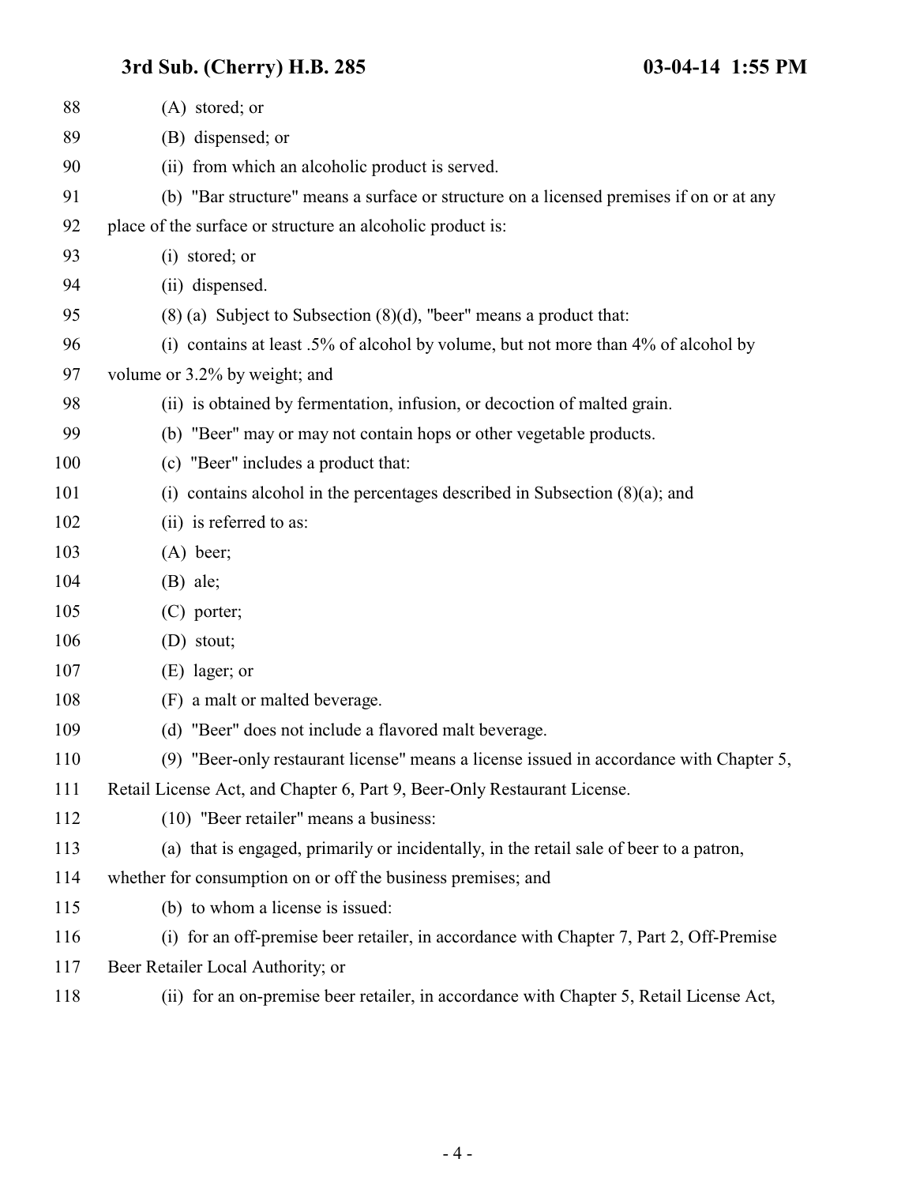(A) stored; or

(B) dispensed; or

(ii) from which an alcoholic product is served.

(b) "Bar structure" means a surface or structure on a licensed premises if on or at any place of the surface or structure an alcoholic product is:

(i) stored; or

(ii) dispensed.

(8) (a) Subject to Subsection (8)(d), "beer" means a product that:

(i) contains at least .5% of alcohol by volume, but not more than 4% of alcohol by volume or 3.2% by weight; and

(ii) is obtained by fermentation, infusion, or decoction of malted grain.

(b) "Beer" may or may not contain hops or other vegetable products.

(c) "Beer" includes a product that:

(i) contains alcohol in the percentages described in Subsection (8)(a); and

(ii) is referred to as:

(A) beer;

(B) ale;

(C) porter;

(D) stout;

(E) lager; or

(F) a malt or malted beverage.

(d) "Beer" does not include a flavored malt beverage.

(9) "Beer-only restaurant license" means a license issued in accordance with Chapter 5, Retail License Act, and Chapter 6, Part 9, Beer-Only Restaurant License.

(10) "Beer retailer" means a business:

(a) that is engaged, primarily or incidentally, in the retail sale of beer to a patron, whether for consumption on or off the business premises; and

(b) to whom a license is issued:

(i) for an off-premise beer retailer, in accordance with Chapter 7, Part 2, Off-Premise Beer Retailer Local Authority; or

(ii) for an on-premise beer retailer, in accordance with Chapter 5, Retail License Act,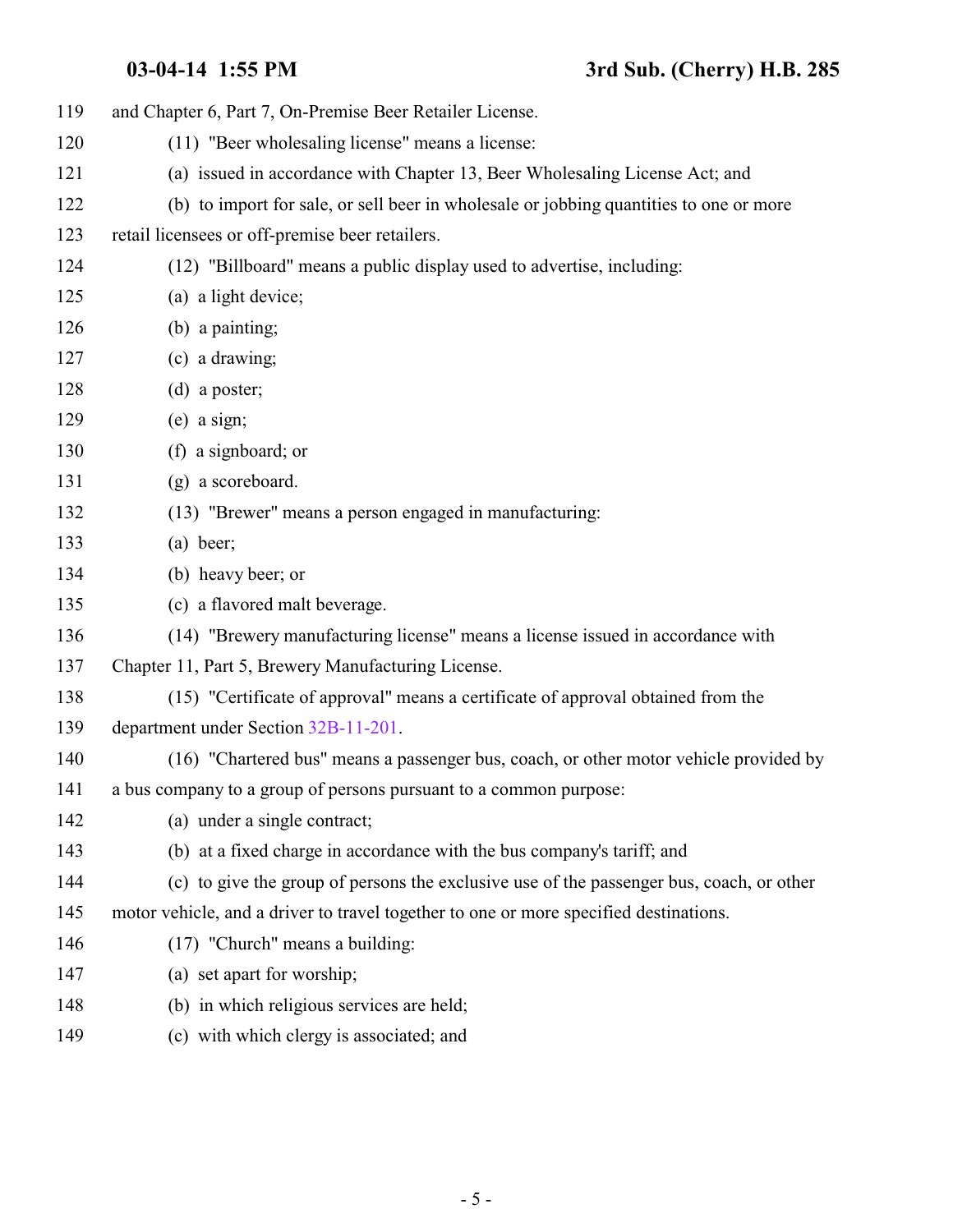and Chapter 6, Part 7, On-Premise Beer Retailer License.

(11) "Beer wholesaling license" means a license:

(a) issued in accordance with Chapter 13, Beer Wholesaling License Act; and

(b) to import for sale, or sell beer in wholesale or jobbing quantities to one or more retail licensees or off-premise beer retailers.

(12) "Billboard" means a public display used to advertise, including:

(a) a light device;

(b) a painting;

(c) a drawing;

(d) a poster;

(e) a sign;

(f) a signboard; or

(g) a scoreboard.

(13) "Brewer" means a person engaged in manufacturing:

(a) beer;

(b) heavy beer; or

(c) a flavored malt beverage.

(14) "Brewery manufacturing license" means a license issued in accordance with Chapter 11, Part 5, Brewery Manufacturing License.

(15) "Certificate of approval" means a certificate of approval obtained from the department under Section 32B-11-201.

(16) "Chartered bus" means a passenger bus, coach, or other motor vehicle provided by a bus company to a group of persons pursuant to a common purpose:

(a) under a single contract;

(b) at a fixed charge in accordance with the bus company's tariff; and

(c) to give the group of persons the exclusive use of the passenger bus, coach, or other motor vehicle, and a driver to travel together to one or more specified destinations.

(17) "Church" means a building:

(a) set apart for worship;

(b) in which religious services are held;

(c) with which clergy is associated; and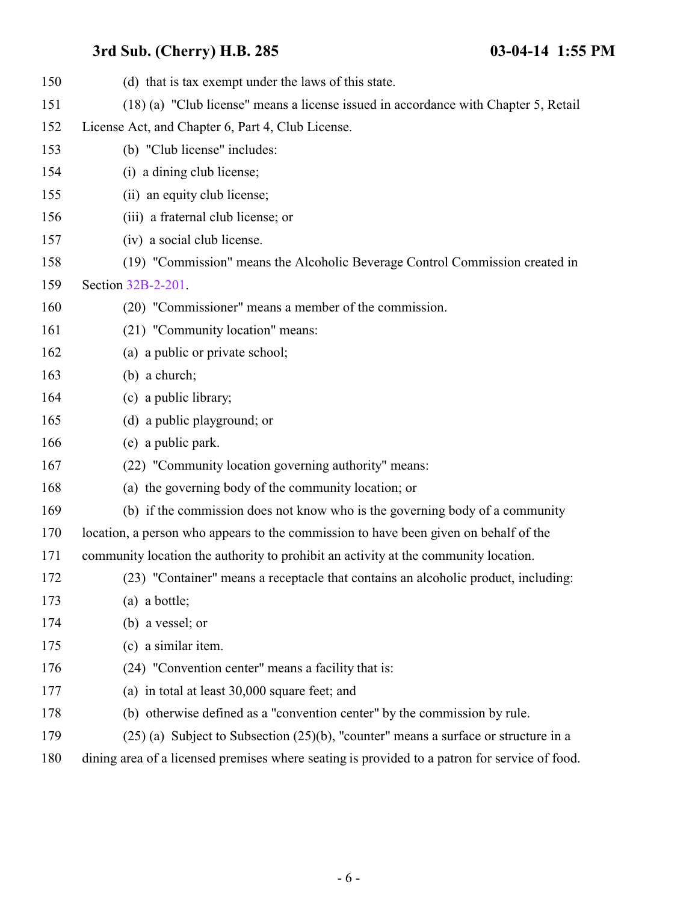(d) that is tax exempt under the laws of this state.

(18) (a) "Club license" means a license issued in accordance with Chapter 5, Retail License Act, and Chapter 6, Part 4, Club License.

(b) "Club license" includes:

(i) a dining club license;

(ii) an equity club license;

(iii) a fraternal club license; or

(iv) a social club license.

(19) "Commission" means the Alcoholic Beverage Control Commission created in Section 32B-2-201.

(20) "Commissioner" means a member of the commission.

(21) "Community location" means:

(a) a public or private school;

(b) a church;

(c) a public library;

(d) a public playground; or

(e) a public park.

(22) "Community location governing authority" means:

(a) the governing body of the community location; or

(b) if the commission does not know who is the governing body of a community location, a person who appears to the commission to have been given on behalf of the community location the authority to prohibit an activity at the community location.

(23) "Container" means a receptacle that contains an alcoholic product, including:

(a) a bottle;

(b) a vessel; or

(c) a similar item.

(24) "Convention center" means a facility that is:

(a) in total at least 30,000 square feet; and

(b) otherwise defined as a "convention center" by the commission by rule.

(25) (a) Subject to Subsection (25)(b), "counter" means a surface or structure in a dining area of a licensed premises where seating is provided to a patron for service of food.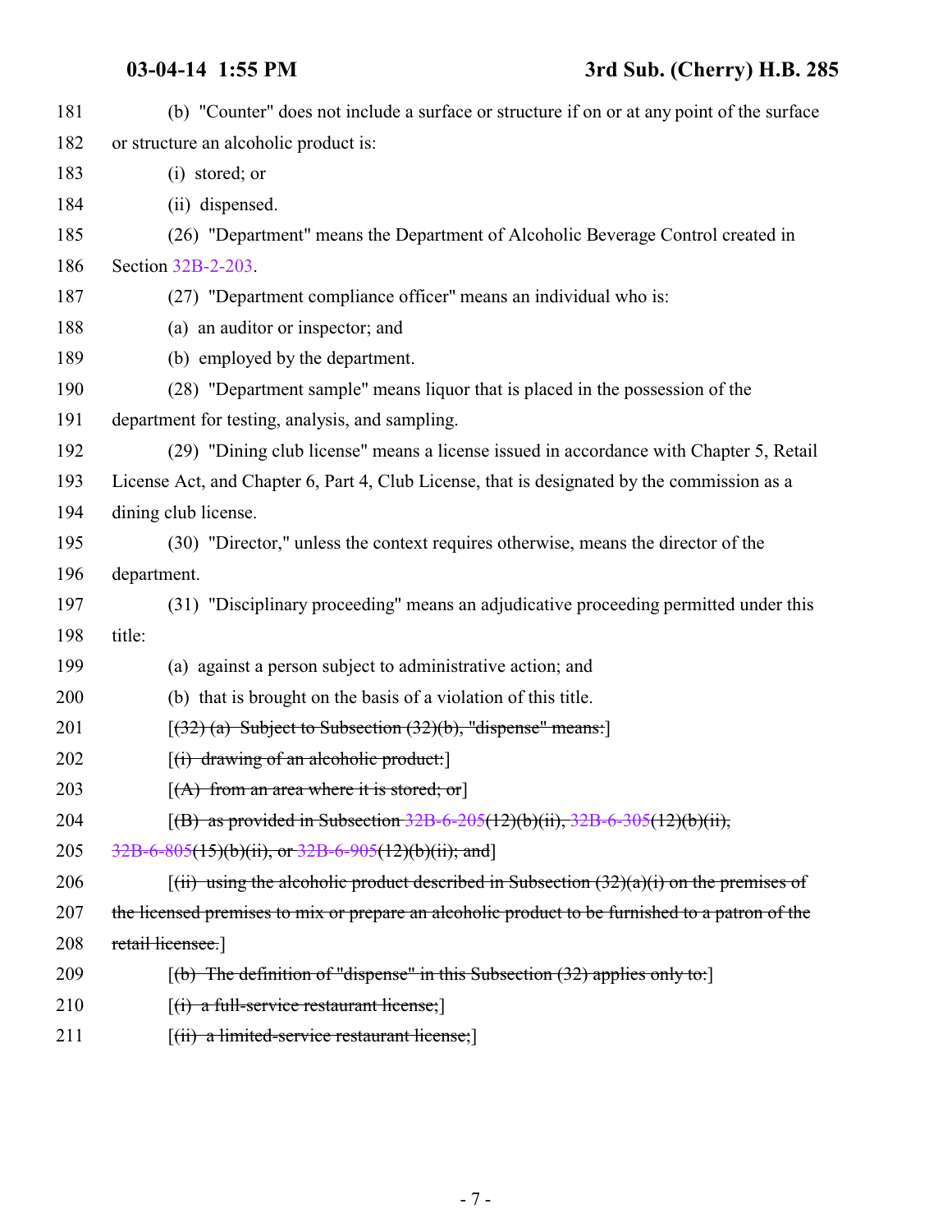181 (b) "Counter" does not include a surface or structure if on or at any point of the surface
182 or structure an alcoholic product is:
183 (i) stored; or
184 (ii) dispensed.
185 (26) "Department" means the Department of Alcoholic Beverage Control created in
186 Section 32B-2-203.
187 (27) "Department compliance officer" means an individual who is:
188 (a) an auditor or inspector; and
189 (b) employed by the department.
190 (28) "Department sample" means liquor that is placed in the possession of the
191 department for testing, analysis, and sampling.
192 (29) "Dining club license" means a license issued in accordance with Chapter 5, Retail
193 License Act, and Chapter 6, Part 4, Club License, that is designated by the commission as a
194 dining club license.
195 (30) "Director," unless the context requires otherwise, means the director of the
196 department.
197 (31) "Disciplinary proceeding" means an adjudicative proceeding permitted under this
198 title:
199 (a) against a person subject to administrative action; and
200 (b) that is brought on the basis of a violation of this title.
201 [~~(32) (a) Subject to Subsection (32)(b), "dispense" means:~~]
202 [~~(i) drawing of an alcoholic product:~~]
203 [~~(A) from an area where it is stored; or~~]
204 [~~(B) as provided in Subsection 32B-6-205(12)(b)(ii), 32B-6-305(12)(b)(ii),~~
205 ~~32B-6-805(15)(b)(ii), or 32B-6-905(12)(b)(ii); and~~]
206 [~~(ii) using the alcoholic product described in Subsection (32)(a)(i) on the premises of~~
207 ~~the licensed premises to mix or prepare an alcoholic product to be furnished to a patron of the~~
208 ~~retail licensee.~~]
209 [~~(b) The definition of "dispense" in this Subsection (32) applies only to:~~]
210 [~~(i) a full-service restaurant license;~~]
211 [~~(ii) a limited-service restaurant license;~~]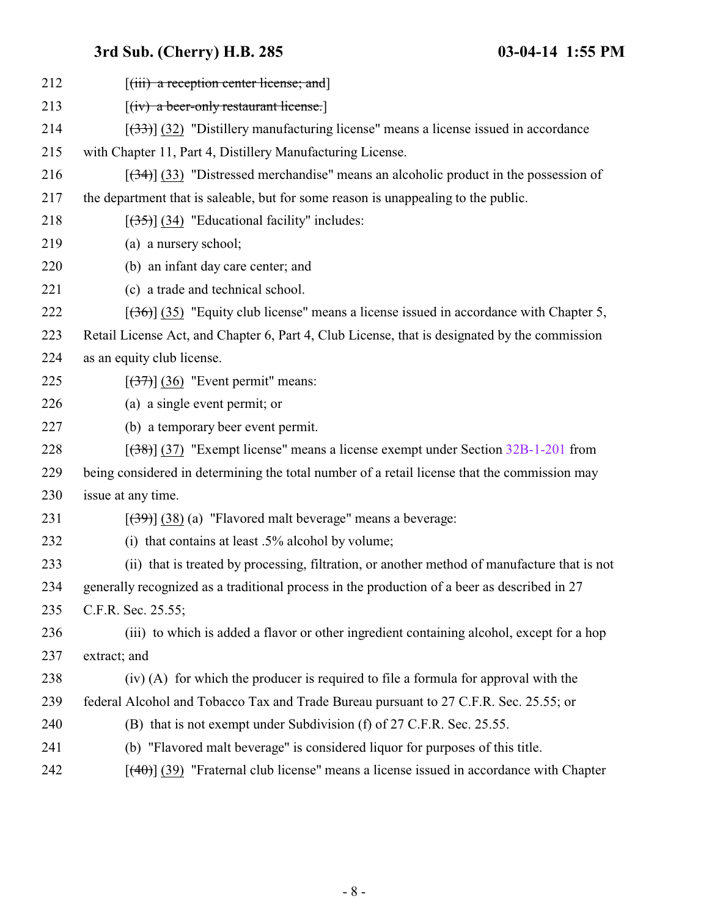212 [~~(iii) a reception center license; and~~]

213 [~~(iv) a beer-only restaurant license.~~]

214 [~~(33)~~] (32) "Distillery manufacturing license" means a license issued in accordance

215 with Chapter 11, Part 4, Distillery Manufacturing License.

216 [~~(34)~~] (33) "Distressed merchandise" means an alcoholic product in the possession of

217 the department that is saleable, but for some reason is unappealing to the public.

218 [~~(35)~~] (34) "Educational facility" includes:

219 (a) a nursery school;

220 (b) an infant day care center; and

221 (c) a trade and technical school.

222 [~~(36)~~] (35) "Equity club license" means a license issued in accordance with Chapter 5,

223 Retail License Act, and Chapter 6, Part 4, Club License, that is designated by the commission

224 as an equity club license.

225 [~~(37)~~] (36) "Event permit" means:

226 (a) a single event permit; or

227 (b) a temporary beer event permit.

228 [~~(38)~~] (37) "Exempt license" means a license exempt under Section 32B-1-201 from

229 being considered in determining the total number of a retail license that the commission may

230 issue at any time.

231 [~~(39)~~] (38) (a) "Flavored malt beverage" means a beverage:

232 (i) that contains at least .5% alcohol by volume;

233 (ii) that is treated by processing, filtration, or another method of manufacture that is not

234 generally recognized as a traditional process in the production of a beer as described in 27

235 C.F.R. Sec. 25.55;

236 (iii) to which is added a flavor or other ingredient containing alcohol, except for a hop

237 extract; and

238 (iv) (A) for which the producer is required to file a formula for approval with the

239 federal Alcohol and Tobacco Tax and Trade Bureau pursuant to 27 C.F.R. Sec. 25.55; or

240 (B) that is not exempt under Subdivision (f) of 27 C.F.R. Sec. 25.55.

241 (b) "Flavored malt beverage" is considered liquor for purposes of this title.

242 [~~(40)~~] (39) "Fraternal club license" means a license issued in accordance with Chapter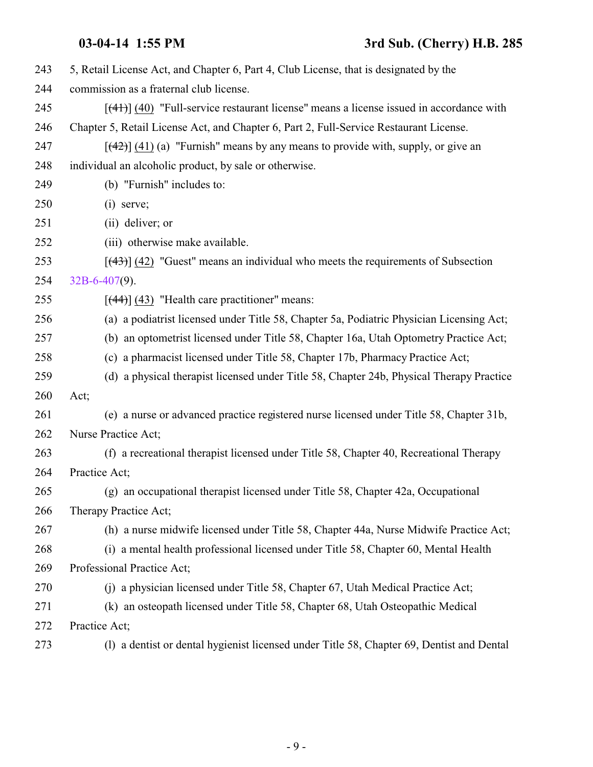243 5, Retail License Act, and Chapter 6, Part 4, Club License, that is designated by the
244 commission as a fraternal club license.

245 [~~(41)~~] (40) "Full-service restaurant license" means a license issued in accordance with
246 Chapter 5, Retail License Act, and Chapter 6, Part 2, Full-Service Restaurant License.

247 [~~(42)~~] (41) (a) "Furnish" means by any means to provide with, supply, or give an
248 individual an alcoholic product, by sale or otherwise.

249 (b) "Furnish" includes to:

250 (i) serve;

251 (ii) deliver; or

252 (iii) otherwise make available.

253 [~~(43)~~] (42) "Guest" means an individual who meets the requirements of Subsection
254 32B-6-407(9).

255 [~~(44)~~] (43) "Health care practitioner" means:

256 (a) a podiatrist licensed under Title 58, Chapter 5a, Podiatric Physician Licensing Act;

257 (b) an optometrist licensed under Title 58, Chapter 16a, Utah Optometry Practice Act;

258 (c) a pharmacist licensed under Title 58, Chapter 17b, Pharmacy Practice Act;

259 (d) a physical therapist licensed under Title 58, Chapter 24b, Physical Therapy Practice
260 Act;

261 (e) a nurse or advanced practice registered nurse licensed under Title 58, Chapter 31b,
262 Nurse Practice Act;

263 (f) a recreational therapist licensed under Title 58, Chapter 40, Recreational Therapy
264 Practice Act;

265 (g) an occupational therapist licensed under Title 58, Chapter 42a, Occupational
266 Therapy Practice Act;

267 (h) a nurse midwife licensed under Title 58, Chapter 44a, Nurse Midwife Practice Act;

268 (i) a mental health professional licensed under Title 58, Chapter 60, Mental Health
269 Professional Practice Act;

270 (j) a physician licensed under Title 58, Chapter 67, Utah Medical Practice Act;

271 (k) an osteopath licensed under Title 58, Chapter 68, Utah Osteopathic Medical
272 Practice Act;

273 (l) a dentist or dental hygienist licensed under Title 58, Chapter 69, Dentist and Dental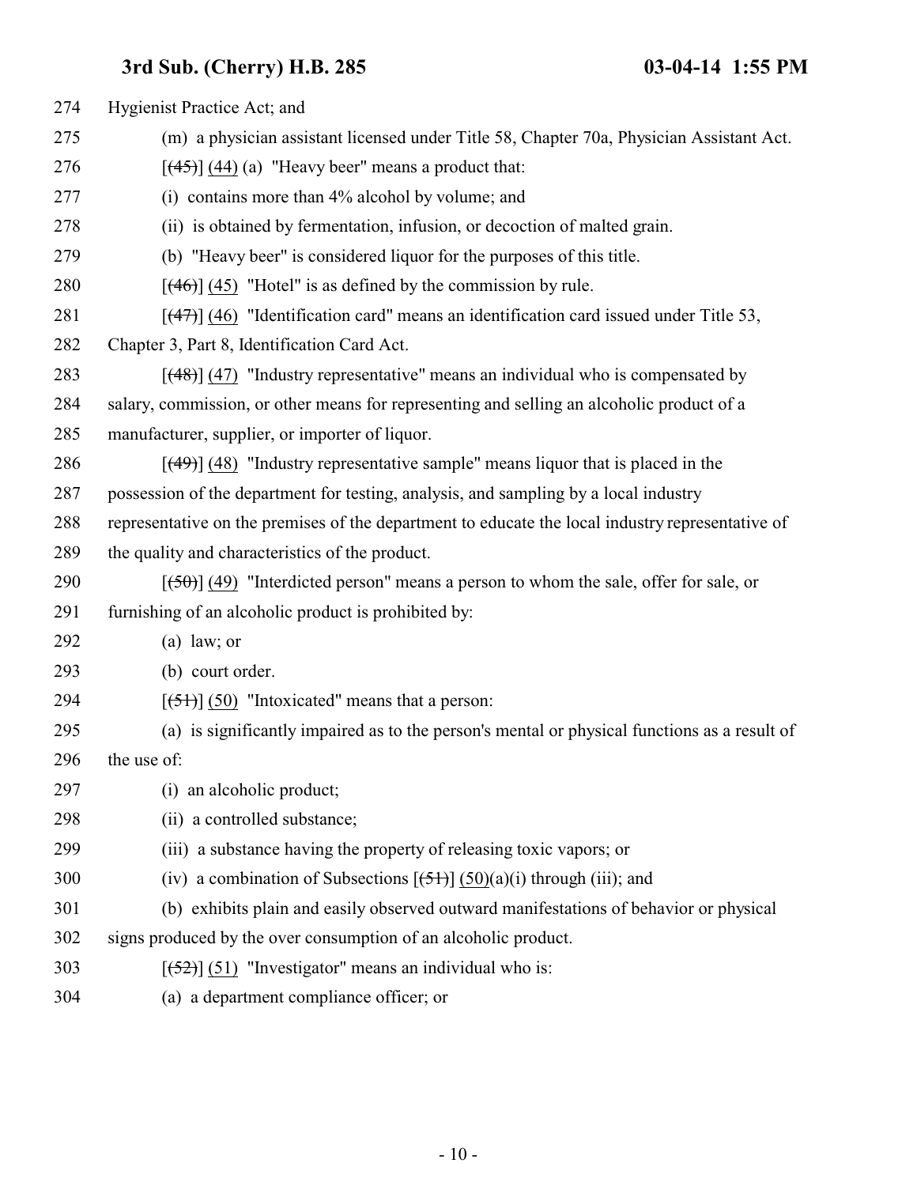274 Hygienist Practice Act; and

275 (m) a physician assistant licensed under Title 58, Chapter 70a, Physician Assistant Act.

276 [~~(45)~~] (44) (a) "Heavy beer" means a product that:

277 (i) contains more than 4% alcohol by volume; and

278 (ii) is obtained by fermentation, infusion, or decoction of malted grain.

279 (b) "Heavy beer" is considered liquor for the purposes of this title.

280 [~~(46)~~] (45) "Hotel" is as defined by the commission by rule.

281 [~~(47)~~] (46) "Identification card" means an identification card issued under Title 53,

282 Chapter 3, Part 8, Identification Card Act.

283 [~~(48)~~] (47) "Industry representative" means an individual who is compensated by

284 salary, commission, or other means for representing and selling an alcoholic product of a

285 manufacturer, supplier, or importer of liquor.

286 [~~(49)~~] (48) "Industry representative sample" means liquor that is placed in the

287 possession of the department for testing, analysis, and sampling by a local industry

288 representative on the premises of the department to educate the local industry representative of

289 the quality and characteristics of the product.

290 [~~(50)~~] (49) "Interdicted person" means a person to whom the sale, offer for sale, or

291 furnishing of an alcoholic product is prohibited by:

292 (a) law; or

293 (b) court order.

294 [~~(51)~~] (50) "Intoxicated" means that a person:

295 (a) is significantly impaired as to the person's mental or physical functions as a result of

296 the use of:

297 (i) an alcoholic product;

298 (ii) a controlled substance;

299 (iii) a substance having the property of releasing toxic vapors; or

300 (iv) a combination of Subsections [~~(51)~~] (50)(a)(i) through (iii); and

301 (b) exhibits plain and easily observed outward manifestations of behavior or physical

302 signs produced by the over consumption of an alcoholic product.

303 [~~(52)~~] (51) "Investigator" means an individual who is:

304 (a) a department compliance officer; or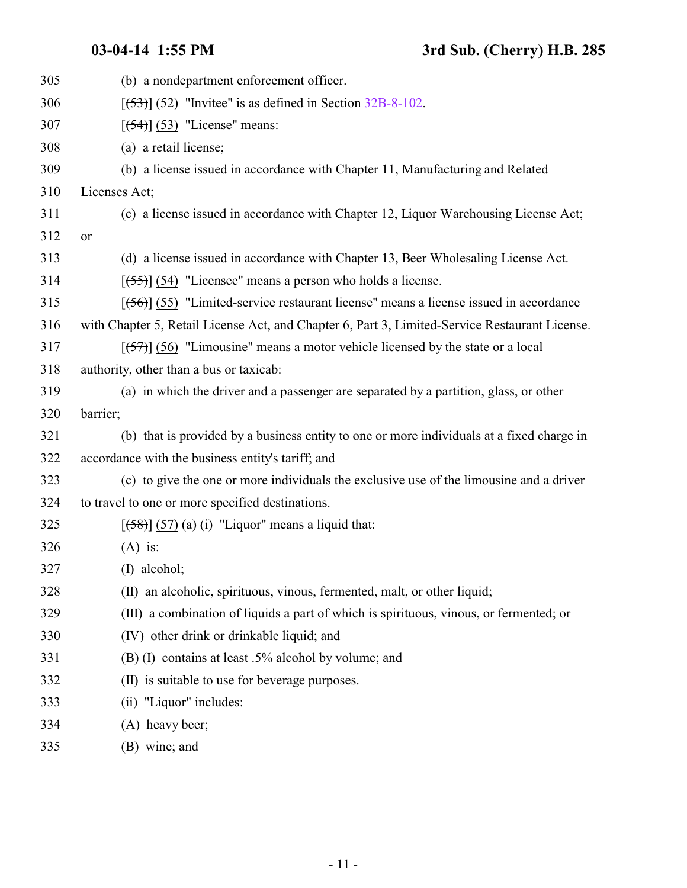305 (b) a nondepartment enforcement officer.

306 [~~(53)~~] (52) "Invitee" is as defined in Section 32B-8-102.

307 [~~(54)~~] (53) "License" means:

308 (a) a retail license;

309 (b) a license issued in accordance with Chapter 11, Manufacturing and Related

310 Licenses Act;

311 (c) a license issued in accordance with Chapter 12, Liquor Warehousing License Act;

312 or

313 (d) a license issued in accordance with Chapter 13, Beer Wholesaling License Act.

314 [~~(55)~~] (54) "Licensee" means a person who holds a license.

315 [~~(56)~~] (55) "Limited-service restaurant license" means a license issued in accordance

316 with Chapter 5, Retail License Act, and Chapter 6, Part 3, Limited-Service Restaurant License.

317 [~~(57)~~] (56) "Limousine" means a motor vehicle licensed by the state or a local

318 authority, other than a bus or taxicab:

319 (a) in which the driver and a passenger are separated by a partition, glass, or other

320 barrier;

321 (b) that is provided by a business entity to one or more individuals at a fixed charge in

322 accordance with the business entity's tariff; and

323 (c) to give the one or more individuals the exclusive use of the limousine and a driver

324 to travel to one or more specified destinations.

325 [~~(58)~~] (57) (a) (i) "Liquor" means a liquid that:

326 (A) is:

327 (I) alcohol;

328 (II) an alcoholic, spirituous, vinous, fermented, malt, or other liquid;

329 (III) a combination of liquids a part of which is spirituous, vinous, or fermented; or

330 (IV) other drink or drinkable liquid; and

331 (B) (I) contains at least .5% alcohol by volume; and

332 (II) is suitable to use for beverage purposes.

333 (ii) "Liquor" includes:

334 (A) heavy beer;

335 (B) wine; and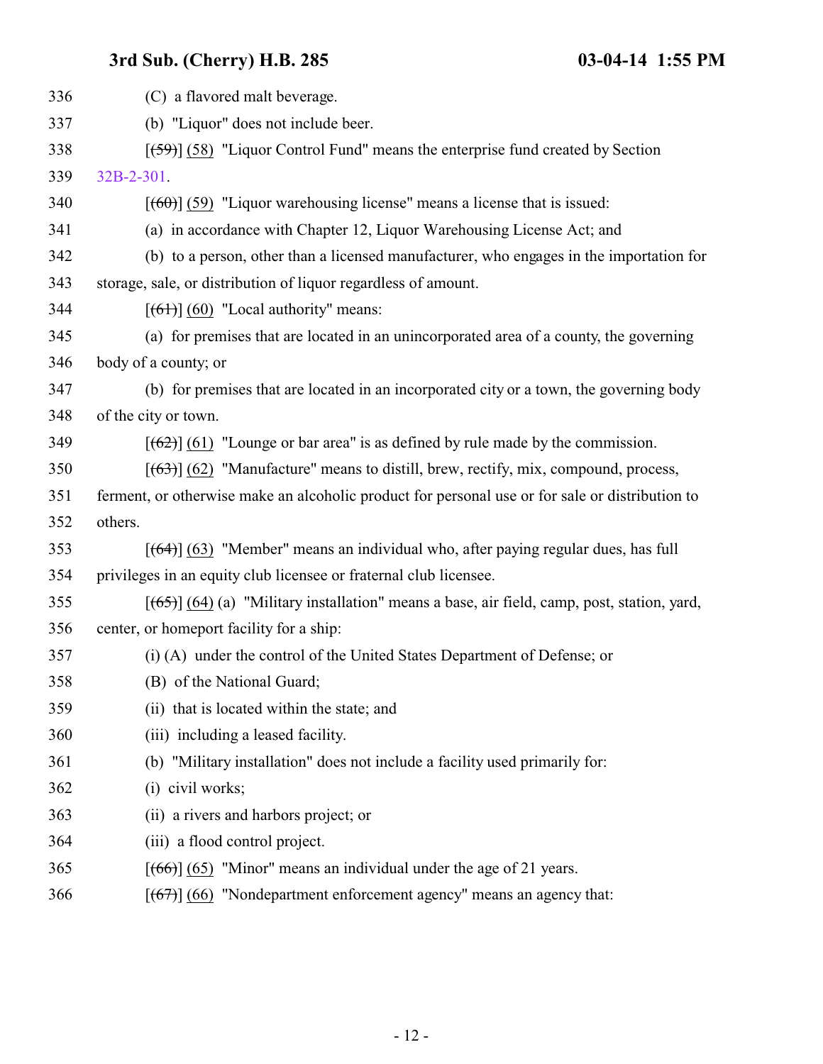336 (C) a flavored malt beverage.

337 (b) "Liquor" does not include beer.

338 [~~(59)~~] (58) "Liquor Control Fund" means the enterprise fund created by Section
339 32B-2-301.

340 [~~(60)~~] (59) "Liquor warehousing license" means a license that is issued:

341 (a) in accordance with Chapter 12, Liquor Warehousing License Act; and

342 (b) to a person, other than a licensed manufacturer, who engages in the importation for
343 storage, sale, or distribution of liquor regardless of amount.

344 [~~(61)~~] (60) "Local authority" means:

345 (a) for premises that are located in an unincorporated area of a county, the governing
346 body of a county; or

347 (b) for premises that are located in an incorporated city or a town, the governing body
348 of the city or town.

349 [~~(62)~~] (61) "Lounge or bar area" is as defined by rule made by the commission.

350 [~~(63)~~] (62) "Manufacture" means to distill, brew, rectify, mix, compound, process,
351 ferment, or otherwise make an alcoholic product for personal use or for sale or distribution to
352 others.

353 [~~(64)~~] (63) "Member" means an individual who, after paying regular dues, has full
354 privileges in an equity club licensee or fraternal club licensee.

355 [~~(65)~~] (64) (a) "Military installation" means a base, air field, camp, post, station, yard,
356 center, or homeport facility for a ship:

357 (i) (A) under the control of the United States Department of Defense; or

358 (B) of the National Guard;

359 (ii) that is located within the state; and

360 (iii) including a leased facility.

361 (b) "Military installation" does not include a facility used primarily for:

362 (i) civil works;

363 (ii) a rivers and harbors project; or

364 (iii) a flood control project.

365 [~~(66)~~] (65) "Minor" means an individual under the age of 21 years.

366 [~~(67)~~] (66) "Nondepartment enforcement agency" means an agency that: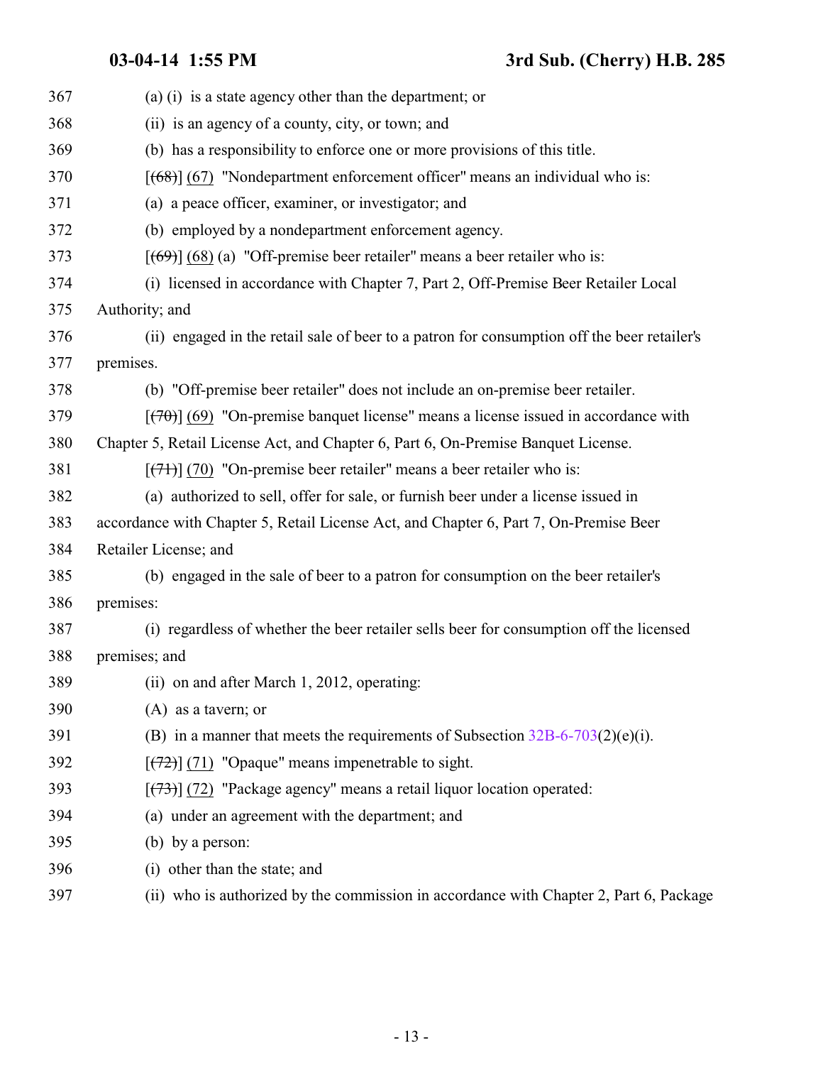(a) (i) is a state agency other than the department; or

(ii) is an agency of a county, city, or town; and

(b) has a responsibility to enforce one or more provisions of this title.

[~~(68)~~] (67) "Nondepartment enforcement officer" means an individual who is:

(a) a peace officer, examiner, or investigator; and

(b) employed by a nondepartment enforcement agency.

[~~(69)~~] (68) (a) "Off-premise beer retailer" means a beer retailer who is:

(i) licensed in accordance with Chapter 7, Part 2, Off-Premise Beer Retailer Local Authority; and

(ii) engaged in the retail sale of beer to a patron for consumption off the beer retailer's premises.

(b) "Off-premise beer retailer" does not include an on-premise beer retailer.

[~~(70)~~] (69) "On-premise banquet license" means a license issued in accordance with Chapter 5, Retail License Act, and Chapter 6, Part 6, On-Premise Banquet License.

[~~(71)~~] (70) "On-premise beer retailer" means a beer retailer who is:

(a) authorized to sell, offer for sale, or furnish beer under a license issued in accordance with Chapter 5, Retail License Act, and Chapter 6, Part 7, On-Premise Beer Retailer License; and

(b) engaged in the sale of beer to a patron for consumption on the beer retailer's premises:

(i) regardless of whether the beer retailer sells beer for consumption off the licensed premises; and

(ii) on and after March 1, 2012, operating:

(A) as a tavern; or

(B) in a manner that meets the requirements of Subsection 32B-6-703(2)(e)(i).

[~~(72)~~] (71) "Opaque" means impenetrable to sight.

[~~(73)~~] (72) "Package agency" means a retail liquor location operated:

(a) under an agreement with the department; and

(b) by a person:

(i) other than the state; and

(ii) who is authorized by the commission in accordance with Chapter 2, Part 6, Package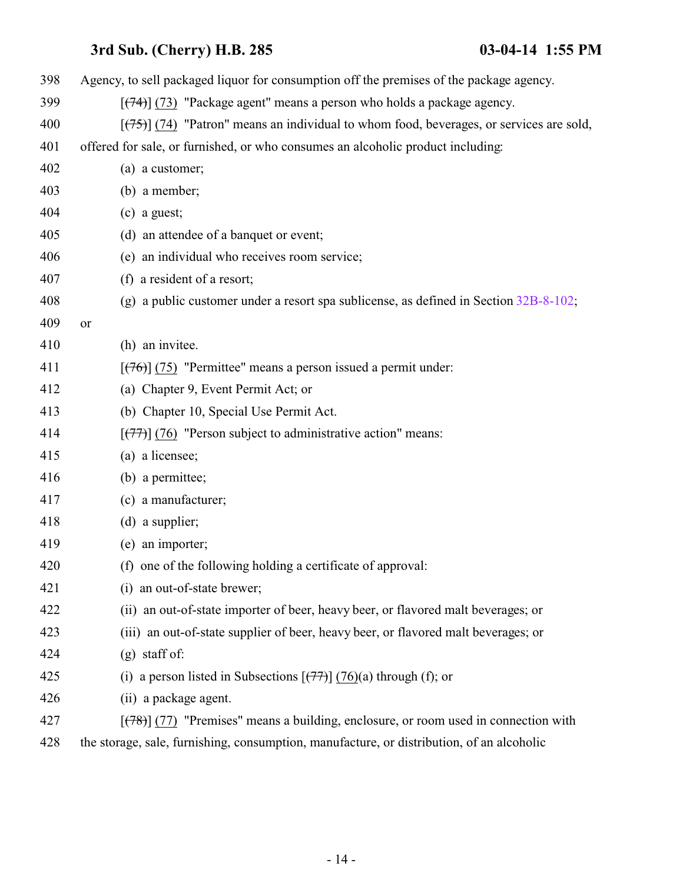398 Agency, to sell packaged liquor for consumption off the premises of the package agency.

399 [~~(74)~~] (73) "Package agent" means a person who holds a package agency.

400 [~~(75)~~] (74) "Patron" means an individual to whom food, beverages, or services are sold,

401 offered for sale, or furnished, or who consumes an alcoholic product including:

402 (a) a customer;

403 (b) a member;

404 (c) a guest;

405 (d) an attendee of a banquet or event;

406 (e) an individual who receives room service;

407 (f) a resident of a resort;

408 (g) a public customer under a resort spa sublicense, as defined in Section 32B-8-102;

409 or

410 (h) an invitee.

411 [~~(76)~~] (75) "Permittee" means a person issued a permit under:

412 (a) Chapter 9, Event Permit Act; or

413 (b) Chapter 10, Special Use Permit Act.

414 [~~(77)~~] (76) "Person subject to administrative action" means:

415 (a) a licensee;

416 (b) a permittee;

417 (c) a manufacturer;

418 (d) a supplier;

419 (e) an importer;

420 (f) one of the following holding a certificate of approval:

421 (i) an out-of-state brewer;

422 (ii) an out-of-state importer of beer, heavy beer, or flavored malt beverages; or

423 (iii) an out-of-state supplier of beer, heavy beer, or flavored malt beverages; or

424 (g) staff of:

425 (i) a person listed in Subsections [~~(77)~~] (76)(a) through (f); or

426 (ii) a package agent.

427 [~~(78)~~] (77) "Premises" means a building, enclosure, or room used in connection with

428 the storage, sale, furnishing, consumption, manufacture, or distribution, of an alcoholic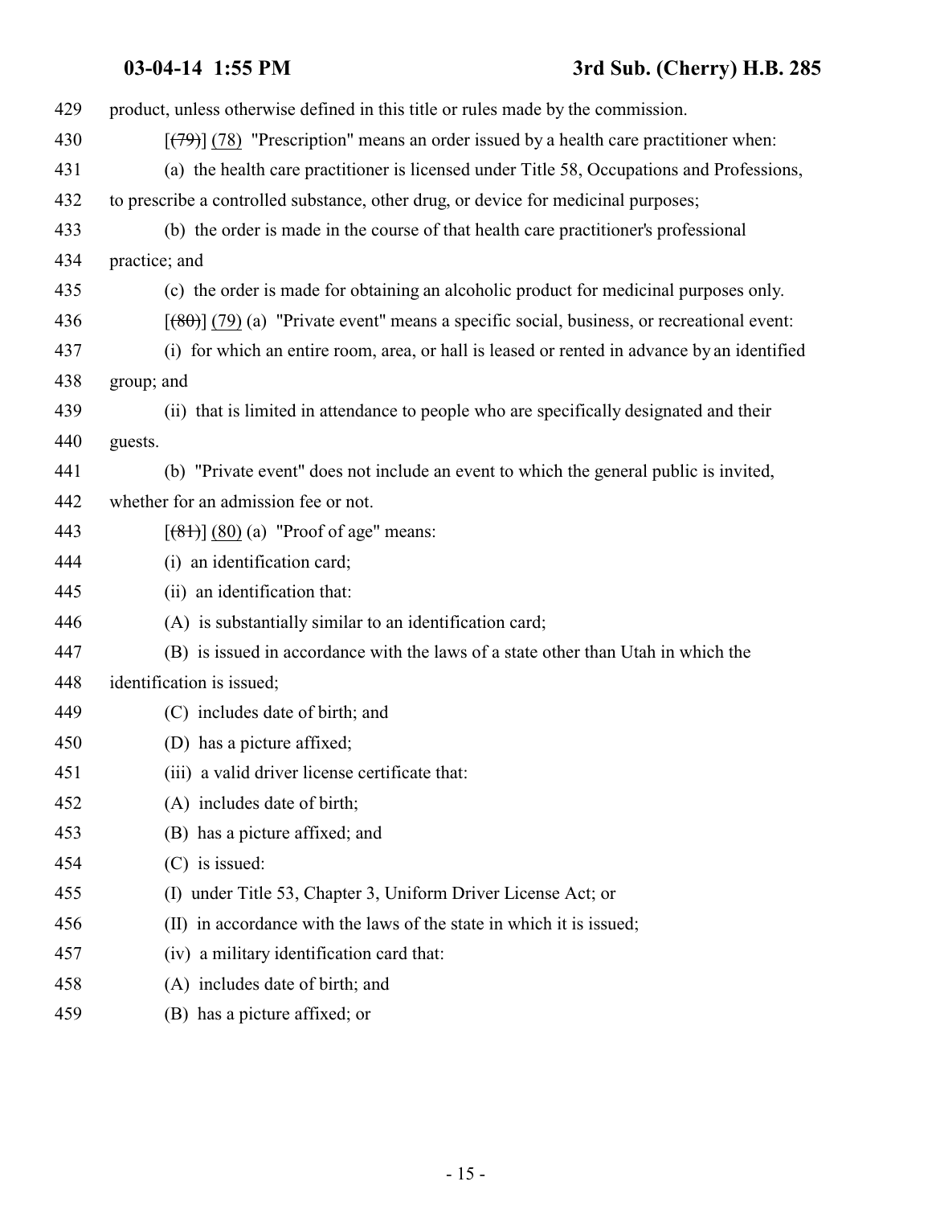product, unless otherwise defined in this title or rules made by the commission.

[~~(79)~~] (78) "Prescription" means an order issued by a health care practitioner when:

(a) the health care practitioner is licensed under Title 58, Occupations and Professions, to prescribe a controlled substance, other drug, or device for medicinal purposes;

(b) the order is made in the course of that health care practitioner's professional practice; and

(c) the order is made for obtaining an alcoholic product for medicinal purposes only.

[~~(80)~~] (79) (a) "Private event" means a specific social, business, or recreational event:

(i) for which an entire room, area, or hall is leased or rented in advance by an identified group; and

(ii) that is limited in attendance to people who are specifically designated and their guests.

(b) "Private event" does not include an event to which the general public is invited, whether for an admission fee or not.

[~~(81)~~] (80) (a) "Proof of age" means:

(i) an identification card;

(ii) an identification that:

(A) is substantially similar to an identification card;

(B) is issued in accordance with the laws of a state other than Utah in which the identification is issued;

(C) includes date of birth; and

(D) has a picture affixed;

(iii) a valid driver license certificate that:

(A) includes date of birth;

(B) has a picture affixed; and

(C) is issued:

(I) under Title 53, Chapter 3, Uniform Driver License Act; or

(II) in accordance with the laws of the state in which it is issued;

(iv) a military identification card that:

(A) includes date of birth; and

(B) has a picture affixed; or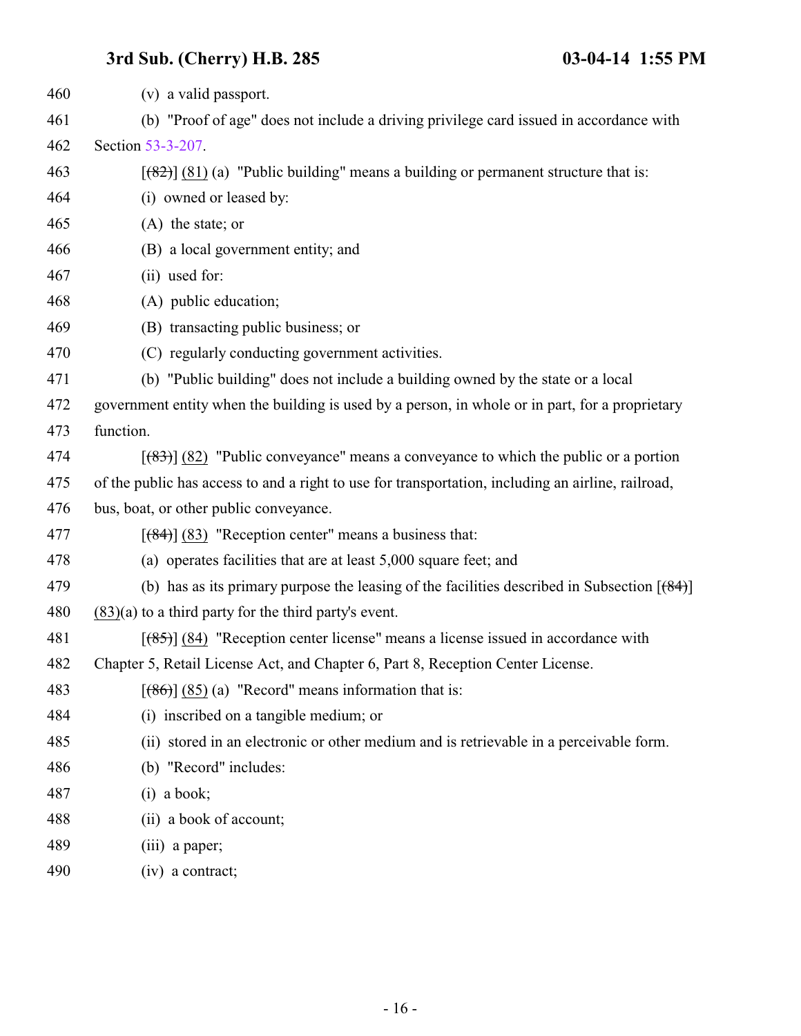460 (v) a valid passport.

461 (b) "Proof of age" does not include a driving privilege card issued in accordance with

462 Section 53-3-207.

463 [~~(82)~~] (81) (a) "Public building" means a building or permanent structure that is:

464 (i) owned or leased by:

465 (A) the state; or

466 (B) a local government entity; and

467 (ii) used for:

468 (A) public education;

469 (B) transacting public business; or

470 (C) regularly conducting government activities.

471 (b) "Public building" does not include a building owned by the state or a local

472 government entity when the building is used by a person, in whole or in part, for a proprietary

473 function.

474 [~~(83)~~] (82) "Public conveyance" means a conveyance to which the public or a portion

475 of the public has access to and a right to use for transportation, including an airline, railroad,

476 bus, boat, or other public conveyance.

477 [~~(84)~~] (83) "Reception center" means a business that:

478 (a) operates facilities that are at least 5,000 square feet; and

479 (b) has as its primary purpose the leasing of the facilities described in Subsection [~~(84)~~]

480 (83)(a) to a third party for the third party's event.

481 [~~(85)~~] (84) "Reception center license" means a license issued in accordance with

482 Chapter 5, Retail License Act, and Chapter 6, Part 8, Reception Center License.

483 [~~(86)~~] (85) (a) "Record" means information that is:

484 (i) inscribed on a tangible medium; or

485 (ii) stored in an electronic or other medium and is retrievable in a perceivable form.

486 (b) "Record" includes:

487 (i) a book;

488 (ii) a book of account;

489 (iii) a paper;

490 (iv) a contract;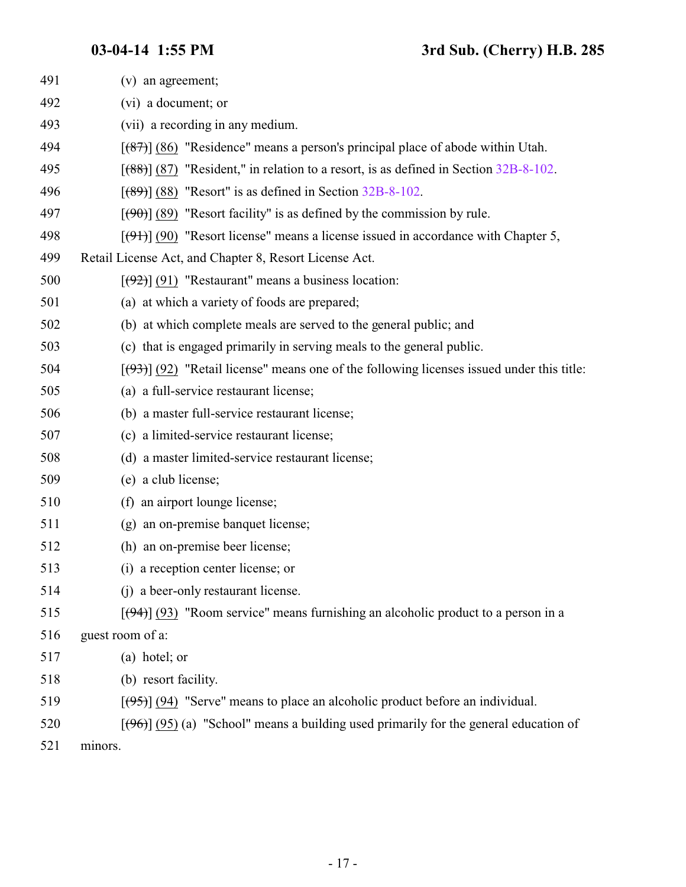491 (v) an agreement;

492 (vi) a document; or

493 (vii) a recording in any medium.

494 [~~(87)~~] (86) "Residence" means a person's principal place of abode within Utah.

495 [~~(88)~~] (87) "Resident," in relation to a resort, is as defined in Section 32B-8-102.

496 [~~(89)~~] (88) "Resort" is as defined in Section 32B-8-102.

497 [~~(90)~~] (89) "Resort facility" is as defined by the commission by rule.

498 [~~(91)~~] (90) "Resort license" means a license issued in accordance with Chapter 5,

499 Retail License Act, and Chapter 8, Resort License Act.

500 [~~(92)~~] (91) "Restaurant" means a business location:

501 (a) at which a variety of foods are prepared;

502 (b) at which complete meals are served to the general public; and

503 (c) that is engaged primarily in serving meals to the general public.

504 [~~(93)~~] (92) "Retail license" means one of the following licenses issued under this title:

505 (a) a full-service restaurant license;

506 (b) a master full-service restaurant license;

507 (c) a limited-service restaurant license;

508 (d) a master limited-service restaurant license;

509 (e) a club license;

510 (f) an airport lounge license;

511 (g) an on-premise banquet license;

512 (h) an on-premise beer license;

513 (i) a reception center license; or

514 (j) a beer-only restaurant license.

515 [~~(94)~~] (93) "Room service" means furnishing an alcoholic product to a person in a

516 guest room of a:

517 (a) hotel; or

518 (b) resort facility.

519 [~~(95)~~] (94) "Serve" means to place an alcoholic product before an individual.

520 [~~(96)~~] (95) (a) "School" means a building used primarily for the general education of

521 minors.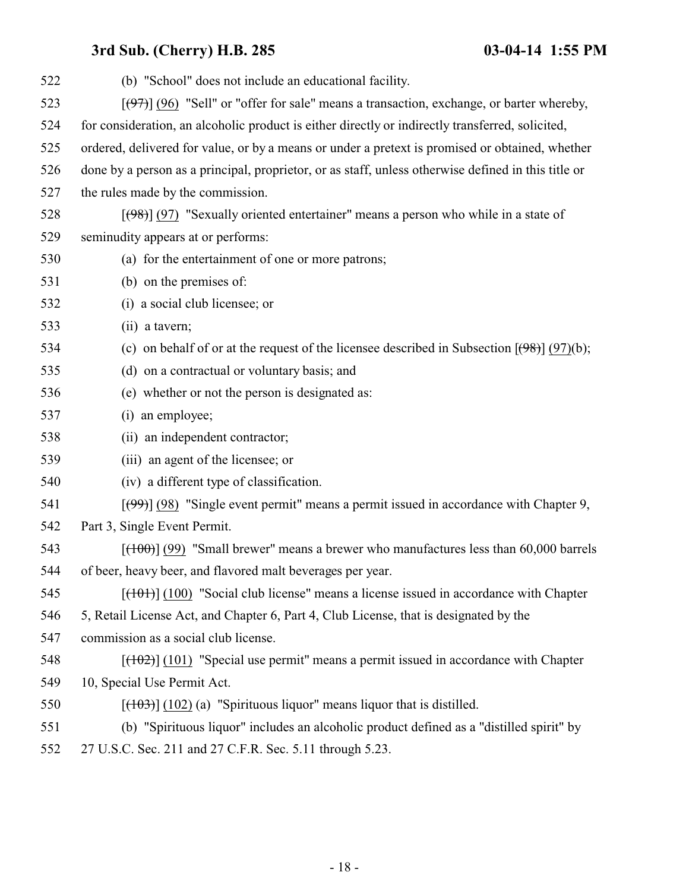522 (b) "School" does not include an educational facility.

523 [~~(97)~~] (96) "Sell" or "offer for sale" means a transaction, exchange, or barter whereby,
524 for consideration, an alcoholic product is either directly or indirectly transferred, solicited,
525 ordered, delivered for value, or by a means or under a pretext is promised or obtained, whether
526 done by a person as a principal, proprietor, or as staff, unless otherwise defined in this title or
527 the rules made by the commission.

528 [~~(98)~~] (97) "Sexually oriented entertainer" means a person who while in a state of
529 seminudity appears at or performs:

530 (a) for the entertainment of one or more patrons;

531 (b) on the premises of:

532 (i) a social club licensee; or

533 (ii) a tavern;

534 (c) on behalf of or at the request of the licensee described in Subsection [~~(98)~~] (97)(b);

535 (d) on a contractual or voluntary basis; and

536 (e) whether or not the person is designated as:

537 (i) an employee;

538 (ii) an independent contractor;

539 (iii) an agent of the licensee; or

540 (iv) a different type of classification.

541 [~~(99)~~] (98) "Single event permit" means a permit issued in accordance with Chapter 9,
542 Part 3, Single Event Permit.

543 [~~(100)~~] (99) "Small brewer" means a brewer who manufactures less than 60,000 barrels
544 of beer, heavy beer, and flavored malt beverages per year.

545 [~~(101)~~] (100) "Social club license" means a license issued in accordance with Chapter
546 5, Retail License Act, and Chapter 6, Part 4, Club License, that is designated by the
547 commission as a social club license.

548 [~~(102)~~] (101) "Special use permit" means a permit issued in accordance with Chapter
549 10, Special Use Permit Act.

550 [~~(103)~~] (102) (a) "Spirituous liquor" means liquor that is distilled.

551 (b) "Spirituous liquor" includes an alcoholic product defined as a "distilled spirit" by
552 27 U.S.C. Sec. 211 and 27 C.F.R. Sec. 5.11 through 5.23.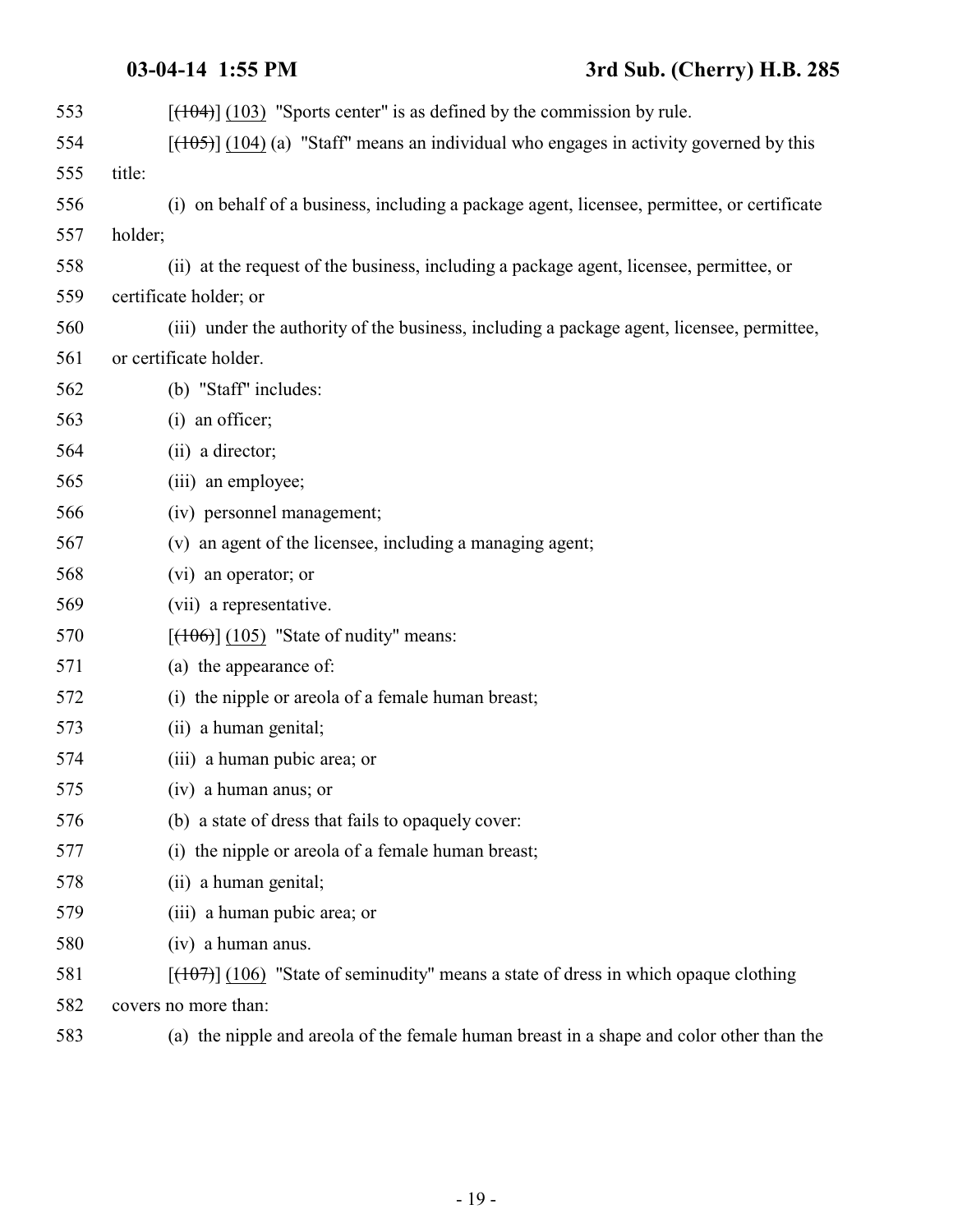553 [~~(104)~~] (103) "Sports center" is as defined by the commission by rule.

554 [~~(105)~~] (104) (a) "Staff" means an individual who engages in activity governed by this

555 title:

556 (i) on behalf of a business, including a package agent, licensee, permittee, or certificate

557 holder;

558 (ii) at the request of the business, including a package agent, licensee, permittee, or

559 certificate holder; or

560 (iii) under the authority of the business, including a package agent, licensee, permittee,

561 or certificate holder.

562 (b) "Staff" includes:

563 (i) an officer;

564 (ii) a director;

565 (iii) an employee;

566 (iv) personnel management;

567 (v) an agent of the licensee, including a managing agent;

568 (vi) an operator; or

569 (vii) a representative.

570 [~~(106)~~] (105) "State of nudity" means:

571 (a) the appearance of:

572 (i) the nipple or areola of a female human breast;

573 (ii) a human genital;

574 (iii) a human pubic area; or

575 (iv) a human anus; or

576 (b) a state of dress that fails to opaquely cover:

577 (i) the nipple or areola of a female human breast;

578 (ii) a human genital;

579 (iii) a human pubic area; or

580 (iv) a human anus.

581 [~~(107)~~] (106) "State of seminudity" means a state of dress in which opaque clothing

582 covers no more than:

583 (a) the nipple and areola of the female human breast in a shape and color other than the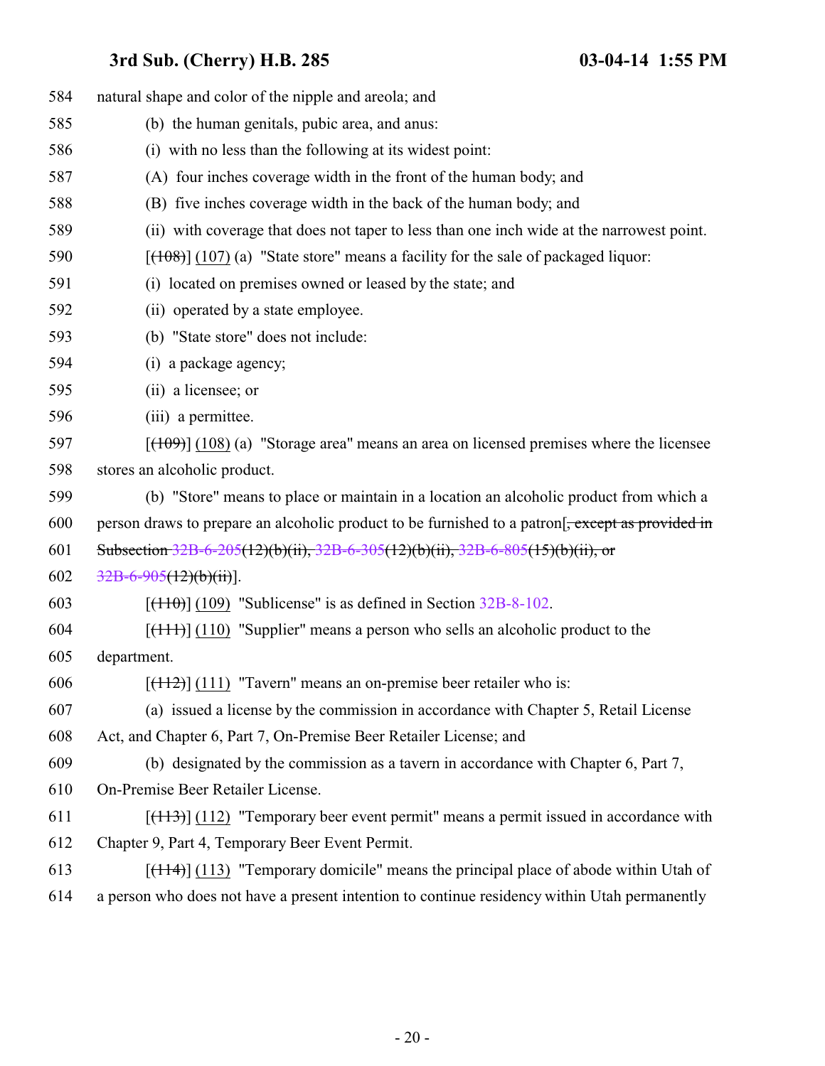584 natural shape and color of the nipple and areola; and

585 (b) the human genitals, pubic area, and anus:

586 (i) with no less than the following at its widest point:

587 (A) four inches coverage width in the front of the human body; and

588 (B) five inches coverage width in the back of the human body; and

589 (ii) with coverage that does not taper to less than one inch wide at the narrowest point.

590 [~~(108)~~] (107) (a) "State store" means a facility for the sale of packaged liquor:

591 (i) located on premises owned or leased by the state; and

592 (ii) operated by a state employee.

593 (b) "State store" does not include:

594 (i) a package agency;

595 (ii) a licensee; or

596 (iii) a permittee.

597 [~~(109)~~] (108) (a) "Storage area" means an area on licensed premises where the licensee

598 stores an alcoholic product.

599 (b) "Store" means to place or maintain in a location an alcoholic product from which a

600 person draws to prepare an alcoholic product to be furnished to a patron[~~, except as provided in~~

601 ~~Subsection 32B-6-205(12)(b)(ii), 32B-6-305(12)(b)(ii), 32B-6-805(15)(b)(ii), or~~

602 ~~32B-6-905(12)(b)(ii)~~].

603 [~~(110)~~] (109) "Sublicense" is as defined in Section 32B-8-102.

604 [~~(111)~~] (110) "Supplier" means a person who sells an alcoholic product to the

605 department.

606 [~~(112)~~] (111) "Tavern" means an on-premise beer retailer who is:

607 (a) issued a license by the commission in accordance with Chapter 5, Retail License

608 Act, and Chapter 6, Part 7, On-Premise Beer Retailer License; and

609 (b) designated by the commission as a tavern in accordance with Chapter 6, Part 7,

610 On-Premise Beer Retailer License.

611 [~~(113)~~] (112) "Temporary beer event permit" means a permit issued in accordance with

612 Chapter 9, Part 4, Temporary Beer Event Permit.

613 [~~(114)~~] (113) "Temporary domicile" means the principal place of abode within Utah of

614 a person who does not have a present intention to continue residency within Utah permanently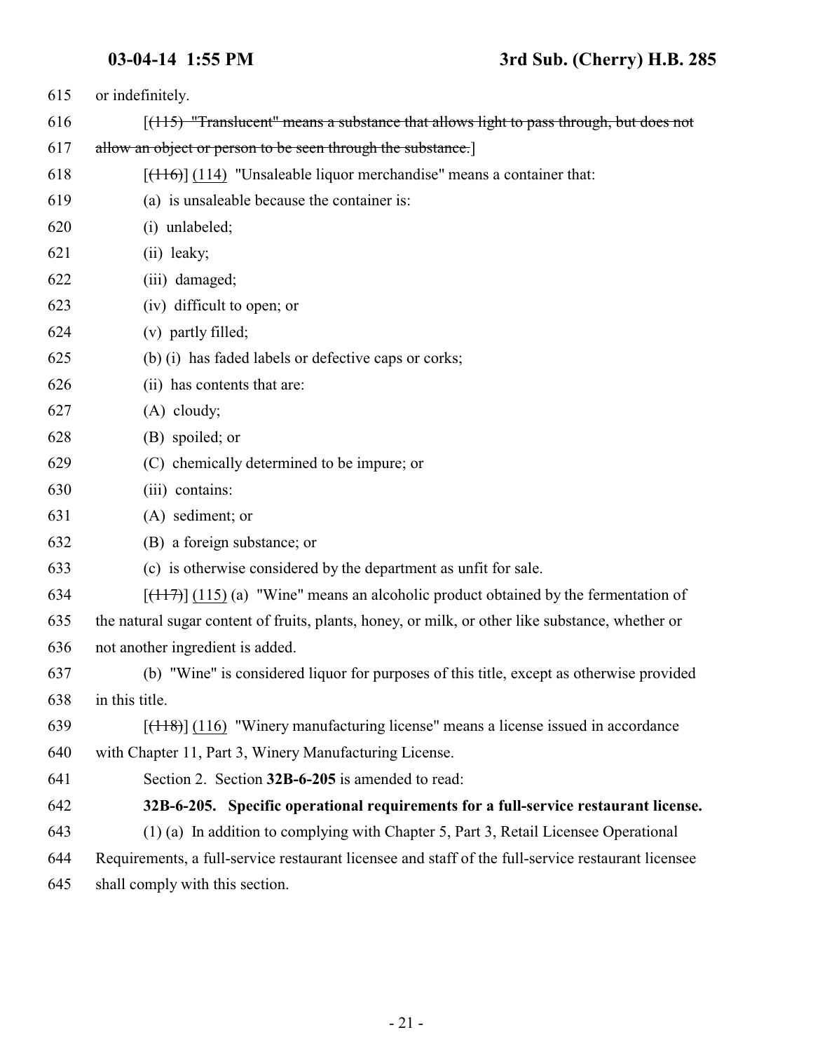615 or indefinitely.

616 [~~(115) "Translucent" means a substance that allows light to pass through, but does not~~

617 ~~allow an object or person to be seen through the substance.~~]

618 [~~(116)~~] (114) "Unsaleable liquor merchandise" means a container that:

619 (a) is unsaleable because the container is:

620 (i) unlabeled;

621 (ii) leaky;

622 (iii) damaged;

623 (iv) difficult to open; or

624 (v) partly filled;

625 (b) (i) has faded labels or defective caps or corks;

626 (ii) has contents that are:

627 (A) cloudy;

628 (B) spoiled; or

629 (C) chemically determined to be impure; or

630 (iii) contains:

631 (A) sediment; or

632 (B) a foreign substance; or

633 (c) is otherwise considered by the department as unfit for sale.

634 [~~(117)~~] (115) (a) "Wine" means an alcoholic product obtained by the fermentation of

635 the natural sugar content of fruits, plants, honey, or milk, or other like substance, whether or

636 not another ingredient is added.

637 (b) "Wine" is considered liquor for purposes of this title, except as otherwise provided

638 in this title.

639 [~~(118)~~] (116) "Winery manufacturing license" means a license issued in accordance

640 with Chapter 11, Part 3, Winery Manufacturing License.

641 Section 2. Section **32B-6-205** is amended to read:

642 **32B-6-205. Specific operational requirements for a full-service restaurant license.**

643 (1) (a) In addition to complying with Chapter 5, Part 3, Retail Licensee Operational

644 Requirements, a full-service restaurant licensee and staff of the full-service restaurant licensee

645 shall comply with this section.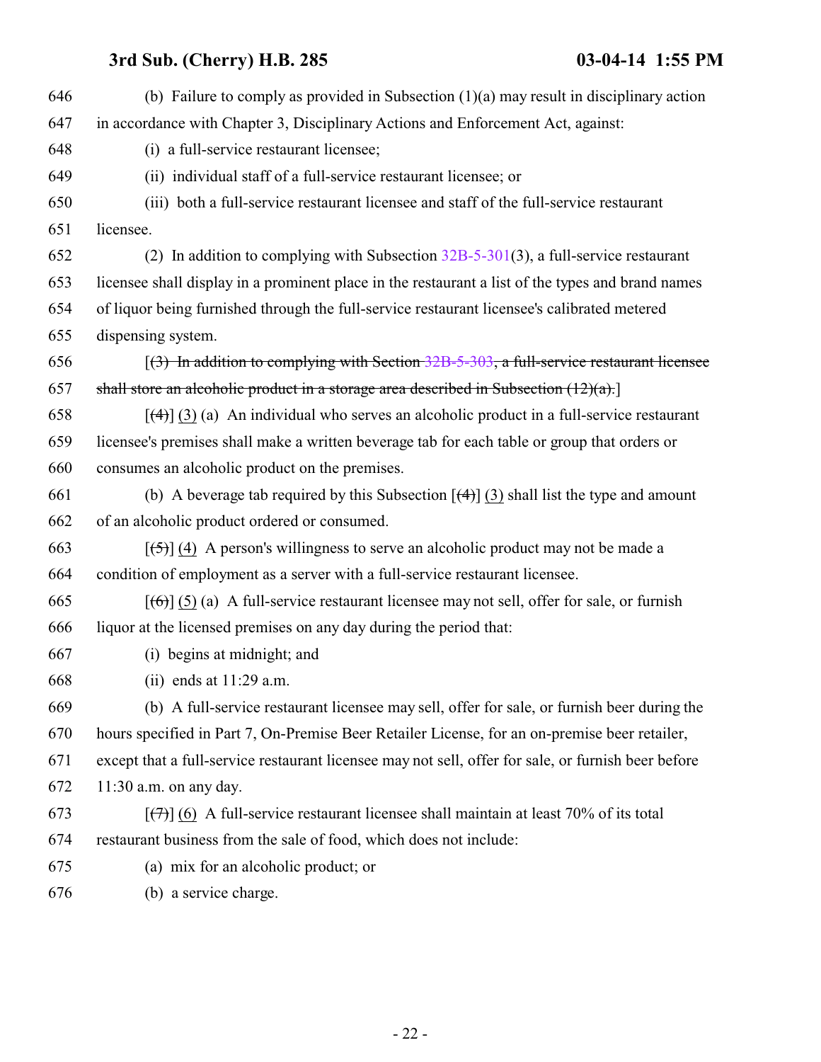646 (b) Failure to comply as provided in Subsection (1)(a) may result in disciplinary action
647 in accordance with Chapter 3, Disciplinary Actions and Enforcement Act, against:
648 (i) a full-service restaurant licensee;
649 (ii) individual staff of a full-service restaurant licensee; or
650 (iii) both a full-service restaurant licensee and staff of the full-service restaurant
651 licensee.
652 (2) In addition to complying with Subsection 32B-5-301(3), a full-service restaurant
653 licensee shall display in a prominent place in the restaurant a list of the types and brand names
654 of liquor being furnished through the full-service restaurant licensee's calibrated metered
655 dispensing system.
656 [~~(3) In addition to complying with Section 32B-5-303, a full-service restaurant licensee~~
657 ~~shall store an alcoholic product in a storage area described in Subsection (12)(a).~~]
658 [~~(4)~~] (3) (a) An individual who serves an alcoholic product in a full-service restaurant
659 licensee's premises shall make a written beverage tab for each table or group that orders or
660 consumes an alcoholic product on the premises.
661 (b) A beverage tab required by this Subsection [~~(4)~~] (3) shall list the type and amount
662 of an alcoholic product ordered or consumed.
663 [~~(5)~~] (4) A person's willingness to serve an alcoholic product may not be made a
664 condition of employment as a server with a full-service restaurant licensee.
665 [~~(6)~~] (5) (a) A full-service restaurant licensee may not sell, offer for sale, or furnish
666 liquor at the licensed premises on any day during the period that:
667 (i) begins at midnight; and
668 (ii) ends at 11:29 a.m.
669 (b) A full-service restaurant licensee may sell, offer for sale, or furnish beer during the
670 hours specified in Part 7, On-Premise Beer Retailer License, for an on-premise beer retailer,
671 except that a full-service restaurant licensee may not sell, offer for sale, or furnish beer before
672 11:30 a.m. on any day.
673 [~~(7)~~] (6) A full-service restaurant licensee shall maintain at least 70% of its total
674 restaurant business from the sale of food, which does not include:
675 (a) mix for an alcoholic product; or
676 (b) a service charge.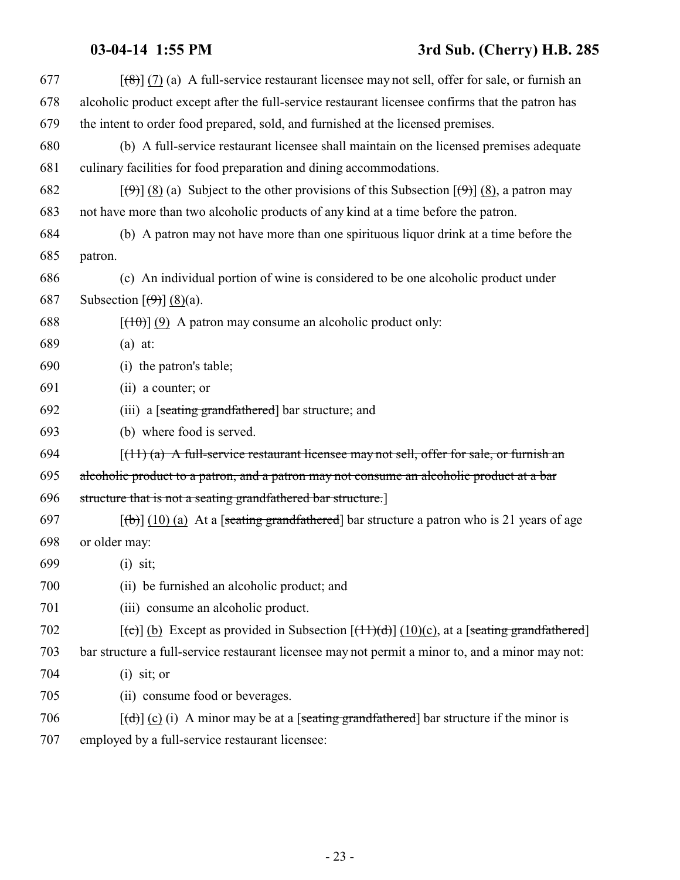677 [(8)] (7) (a) A full-service restaurant licensee may not sell, offer for sale, or furnish an
678 alcoholic product except after the full-service restaurant licensee confirms that the patron has
679 the intent to order food prepared, sold, and furnished at the licensed premises.
680 (b) A full-service restaurant licensee shall maintain on the licensed premises adequate
681 culinary facilities for food preparation and dining accommodations.
682 [(9)] (8) (a) Subject to the other provisions of this Subsection [(9)] (8), a patron may
683 not have more than two alcoholic products of any kind at a time before the patron.
684 (b) A patron may not have more than one spirituous liquor drink at a time before the
685 patron.
686 (c) An individual portion of wine is considered to be one alcoholic product under
687 Subsection [(9)] (8)(a).
688 [(10)] (9) A patron may consume an alcoholic product only:
689 (a) at:
690 (i) the patron's table;
691 (ii) a counter; or
692 (iii) a [~~seating grandfathered~~] bar structure; and
693 (b) where food is served.
694 [~~(11) (a) A full-service restaurant licensee may not sell, offer for sale, or furnish an~~
695 ~~alcoholic product to a patron, and a patron may not consume an alcoholic product at a bar~~
696 ~~structure that is not a seating grandfathered bar structure.~~]
697 [(b)] (10) (a) At a [~~seating grandfathered~~] bar structure a patron who is 21 years of age
698 or older may:
699 (i) sit;
700 (ii) be furnished an alcoholic product; and
701 (iii) consume an alcoholic product.
702 [(c)] (b) Except as provided in Subsection [(11)(d)] (10)(c), at a [~~seating grandfathered~~]
703 bar structure a full-service restaurant licensee may not permit a minor to, and a minor may not:
704 (i) sit; or
705 (ii) consume food or beverages.
706 [(d)] (c) (i) A minor may be at a [~~seating grandfathered~~] bar structure if the minor is
707 employed by a full-service restaurant licensee: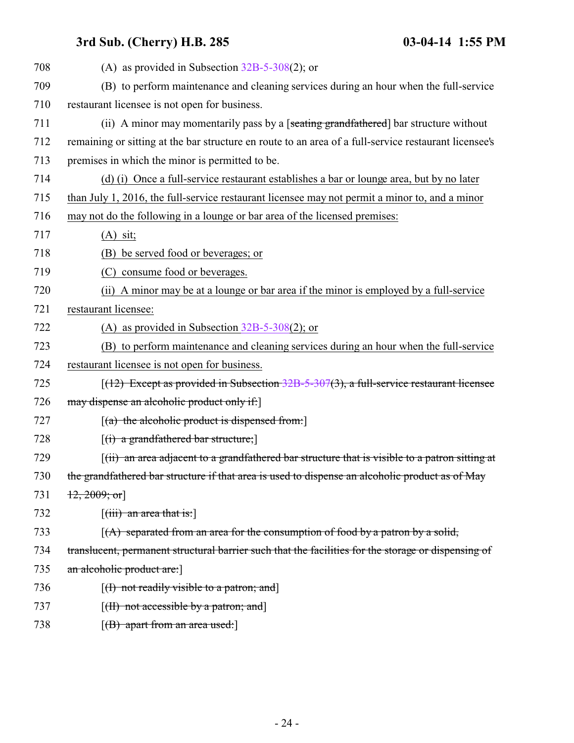708 (A) as provided in Subsection 32B-5-308(2); or

709 (B) to perform maintenance and cleaning services during an hour when the full-service

710 restaurant licensee is not open for business.

711 (ii) A minor may momentarily pass by a [~~seating grandfathered~~] bar structure without

712 remaining or sitting at the bar structure en route to an area of a full-service restaurant licensee's

713 premises in which the minor is permitted to be.

714 <u>(d) (i) Once a full-service restaurant establishes a bar or lounge area, but by no later</u>

715 <u>than July 1, 2016, the full-service restaurant licensee may not permit a minor to, and a minor</u>

716 <u>may not do the following in a lounge or bar area of the licensed premises:</u>

717 <u>(A) sit;</u>

718 <u>(B) be served food or beverages; or</u>

719 <u>(C) consume food or beverages.</u>

720 <u>(ii) A minor may be at a lounge or bar area if the minor is employed by a full-service</u>

721 <u>restaurant licensee:</u>

722 <u>(A) as provided in Subsection 32B-5-308(2); or</u>

723 <u>(B) to perform maintenance and cleaning services during an hour when the full-service</u>

724 <u>restaurant licensee is not open for business.</u>

725 [~~(12) Except as provided in Subsection 32B-5-307(3), a full-service restaurant licensee~~

726 ~~may dispense an alcoholic product only if:~~]

727 [~~(a) the alcoholic product is dispensed from:~~]

728 [~~(i) a grandfathered bar structure;~~]

729 [~~(ii) an area adjacent to a grandfathered bar structure that is visible to a patron sitting at~~

730 ~~the grandfathered bar structure if that area is used to dispense an alcoholic product as of May~~

731 ~~12, 2009; or~~]

732 [~~(iii) an area that is:~~]

733 [~~(A) separated from an area for the consumption of food by a patron by a solid,~~

734 ~~translucent, permanent structural barrier such that the facilities for the storage or dispensing of~~

735 ~~an alcoholic product are:~~]

736 [~~(I) not readily visible to a patron; and~~]

737 [~~(II) not accessible by a patron; and~~]

738 [~~(B) apart from an area used:~~]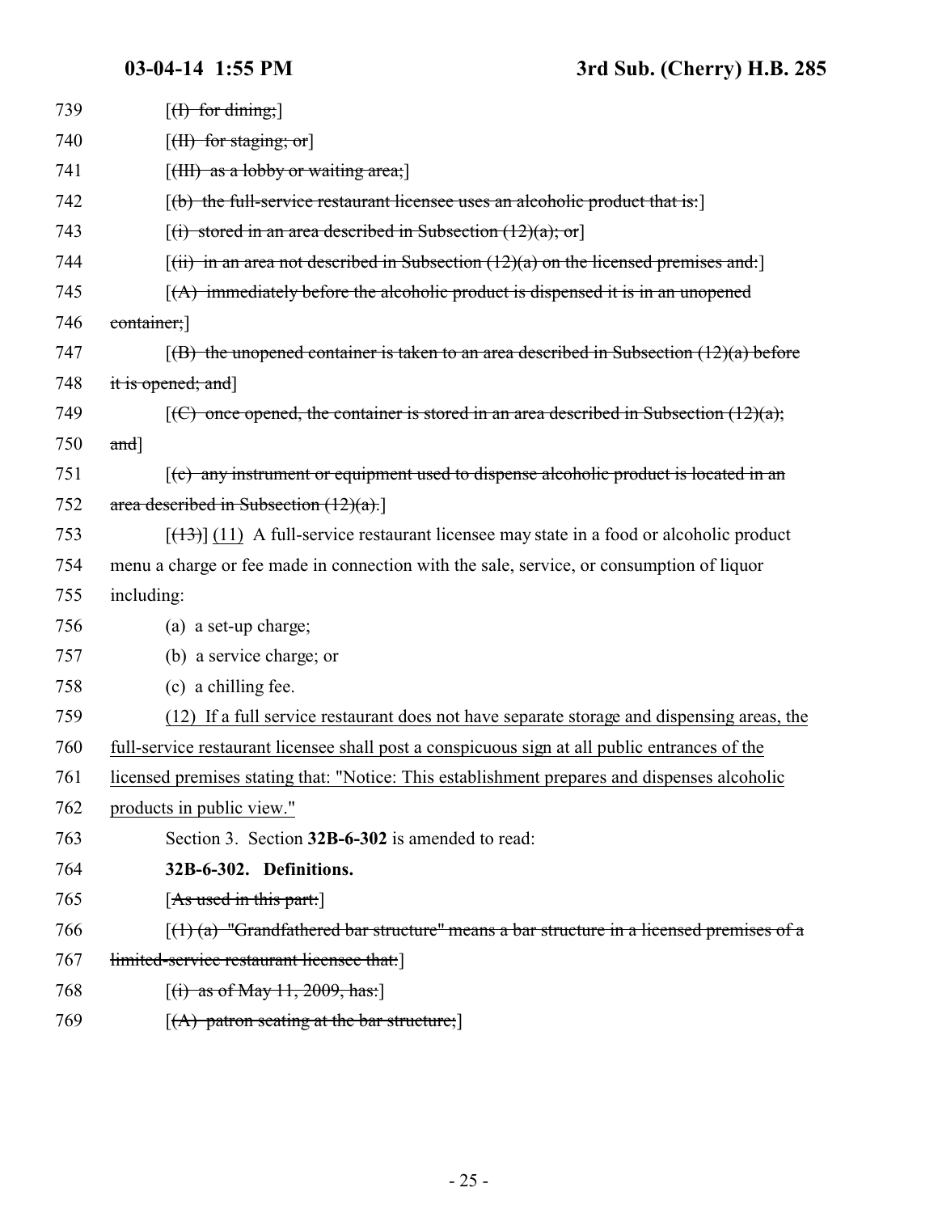739 [~~(I) for dining;~~]

740 [~~(II) for staging; or~~]

741 [~~(III) as a lobby or waiting area;~~]

742 [~~(b) the full-service restaurant licensee uses an alcoholic product that is:~~]

743 [~~(i) stored in an area described in Subsection (12)(a); or~~]

744 [~~(ii) in an area not described in Subsection (12)(a) on the licensed premises and:~~]

745 [~~(A) immediately before the alcoholic product is dispensed it is in an unopened~~

746 ~~container;~~]

747 [~~(B) the unopened container is taken to an area described in Subsection (12)(a) before~~

748 ~~it is opened; and~~]

749 [~~(C) once opened, the container is stored in an area described in Subsection (12)(a);~~

750 ~~and~~]

751 [~~(c) any instrument or equipment used to dispense alcoholic product is located in an~~

752 ~~area described in Subsection (12)(a).~~]

753 [~~(13)~~] <u>(11)</u> A full-service restaurant licensee may state in a food or alcoholic product

754 menu a charge or fee made in connection with the sale, service, or consumption of liquor

755 including:

756 (a) a set-up charge;

757 (b) a service charge; or

758 (c) a chilling fee.

759 <u>(12) If a full service restaurant does not have separate storage and dispensing areas, the</u>

760 <u>full-service restaurant licensee shall post a conspicuous sign at all public entrances of the</u>

761 <u>licensed premises stating that: "Notice: This establishment prepares and dispenses alcoholic</u>

762 <u>products in public view."</u>

763 Section 3. Section **32B-6-302** is amended to read:

764 **32B-6-302. Definitions.**

765 [~~As used in this part:~~]

766 [~~(1) (a) "Grandfathered bar structure" means a bar structure in a licensed premises of a~~

767 ~~limited-service restaurant licensee that:~~]

768 [~~(i) as of May 11, 2009, has:~~]

769 [~~(A) patron seating at the bar structure;~~]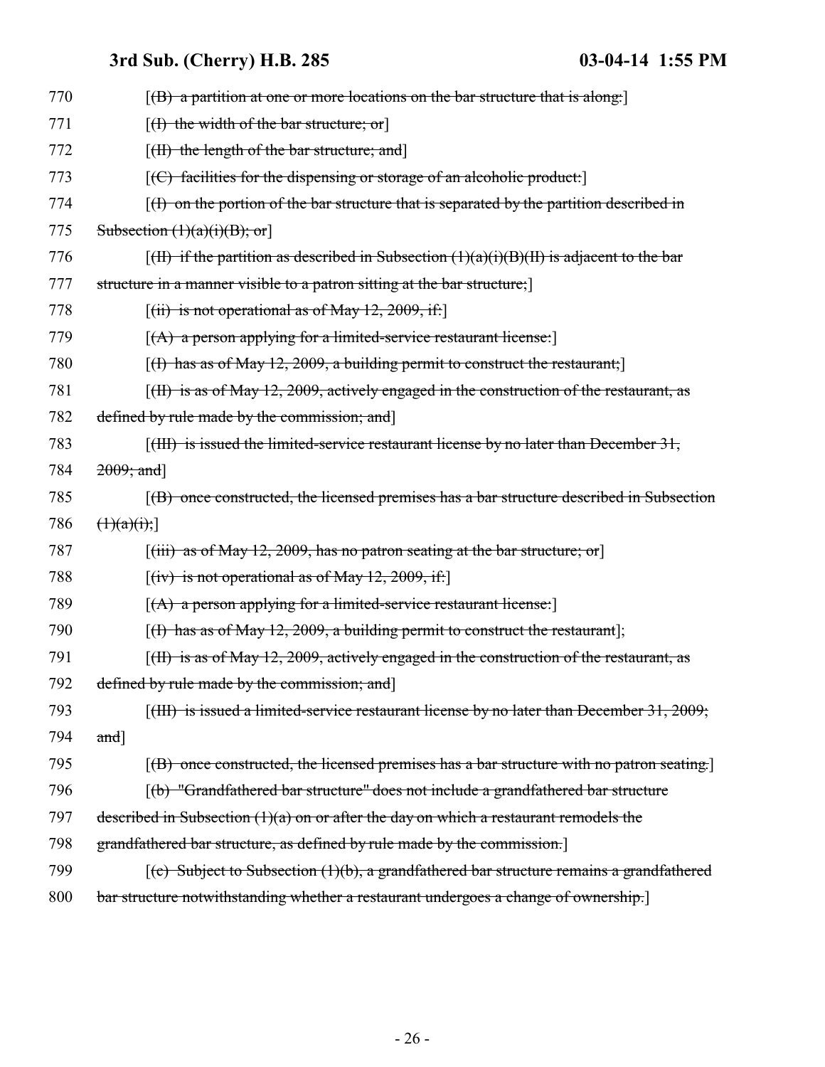770 [~~(B) a partition at one or more locations on the bar structure that is along:~~]

771 [~~(I) the width of the bar structure; or~~]

772 [~~(II) the length of the bar structure; and~~]

773 [~~(C) facilities for the dispensing or storage of an alcoholic product:~~]

774 [~~(I) on the portion of the bar structure that is separated by the partition described in~~

775 ~~Subsection (1)(a)(i)(B); or~~]

776 [~~(II) if the partition as described in Subsection (1)(a)(i)(B)(II) is adjacent to the bar~~

777 ~~structure in a manner visible to a patron sitting at the bar structure;~~]

778 [~~(ii) is not operational as of May 12, 2009, if:~~]

779 [~~(A) a person applying for a limited-service restaurant license:~~]

780 [~~(I) has as of May 12, 2009, a building permit to construct the restaurant;~~]

781 [~~(II) is as of May 12, 2009, actively engaged in the construction of the restaurant, as~~

782 ~~defined by rule made by the commission; and~~]

783 [~~(III) is issued the limited-service restaurant license by no later than December 31,~~

784 ~~2009; and~~]

785 [~~(B) once constructed, the licensed premises has a bar structure described in Subsection~~

786 ~~(1)(a)(i);~~]

787 [~~(iii) as of May 12, 2009, has no patron seating at the bar structure; or~~]

788 [~~(iv) is not operational as of May 12, 2009, if:~~]

789 [~~(A) a person applying for a limited-service restaurant license:~~]

790 [~~(I) has as of May 12, 2009, a building permit to construct the restaurant~~];

791 [~~(II) is as of May 12, 2009, actively engaged in the construction of the restaurant, as~~

792 ~~defined by rule made by the commission; and~~]

793 [~~(III) is issued a limited-service restaurant license by no later than December 31, 2009;~~

794 ~~and~~]

795 [~~(B) once constructed, the licensed premises has a bar structure with no patron seating.~~]

796 [~~(b) "Grandfathered bar structure" does not include a grandfathered bar structure~~

797 ~~described in Subsection (1)(a) on or after the day on which a restaurant remodels the~~

798 ~~grandfathered bar structure, as defined by rule made by the commission.~~]

799 [~~(c) Subject to Subsection (1)(b), a grandfathered bar structure remains a grandfathered~~

800 ~~bar structure notwithstanding whether a restaurant undergoes a change of ownership.~~]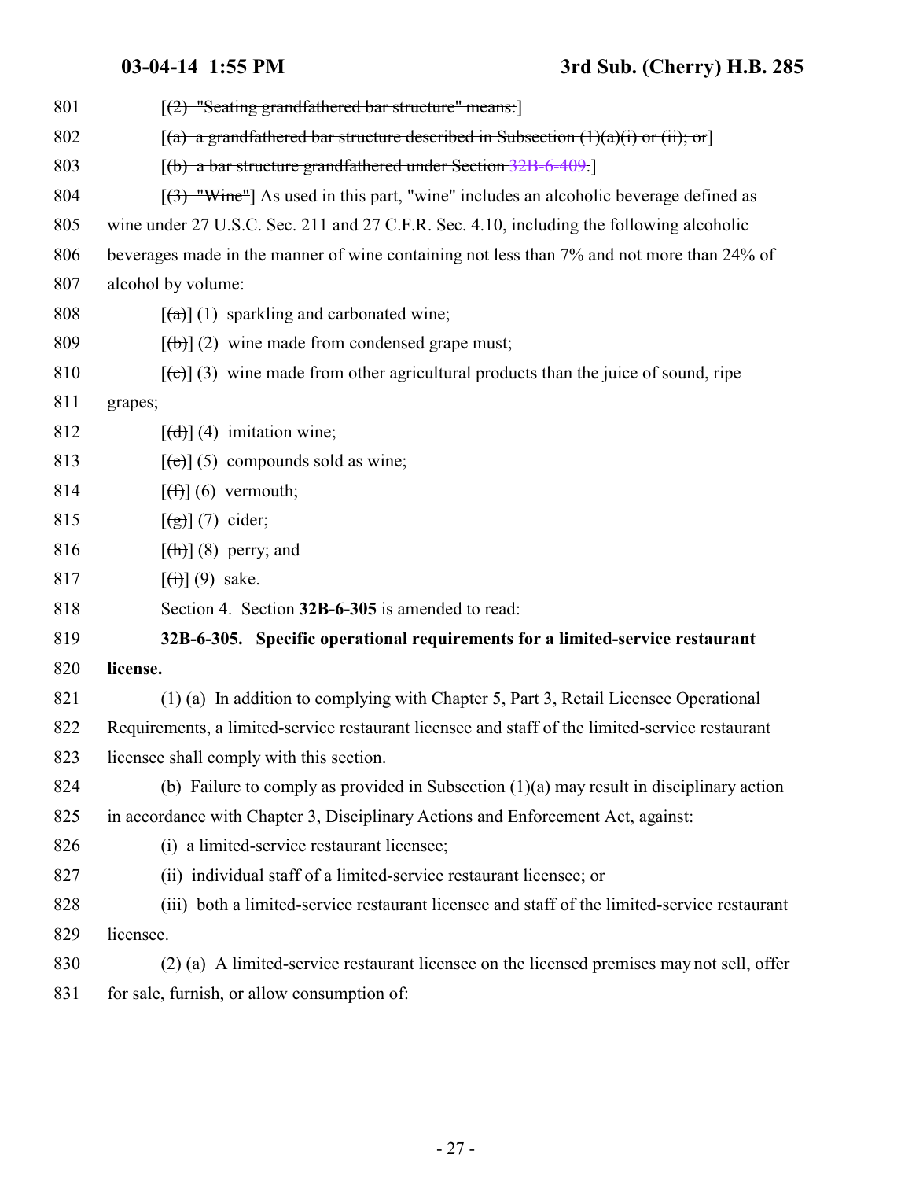[~~(2) "Seating grandfathered bar structure" means:~~]

[~~(a) a grandfathered bar structure described in Subsection (1)(a)(i) or (ii); or~~]

[~~(b) a bar structure grandfathered under Section 32B-6-409.~~]

[~~(3) "Wine"~~] As used in this part, "wine" includes an alcoholic beverage defined as wine under 27 U.S.C. Sec. 211 and 27 C.F.R. Sec. 4.10, including the following alcoholic beverages made in the manner of wine containing not less than 7% and not more than 24% of alcohol by volume:

[~~(a)~~] (1) sparkling and carbonated wine;

[~~(b)~~] (2) wine made from condensed grape must;

[~~(c)~~] (3) wine made from other agricultural products than the juice of sound, ripe grapes;

[~~(d)~~] (4) imitation wine;

[~~(e)~~] (5) compounds sold as wine;

[~~(f)~~] (6) vermouth;

[~~(g)~~] (7) cider;

[~~(h)~~] (8) perry; and

[~~(i)~~] (9) sake.

Section 4. Section **32B-6-305** is amended to read:

**32B-6-305. Specific operational requirements for a limited-service restaurant license.**

(1) (a) In addition to complying with Chapter 5, Part 3, Retail Licensee Operational Requirements, a limited-service restaurant licensee and staff of the limited-service restaurant licensee shall comply with this section.

(b) Failure to comply as provided in Subsection (1)(a) may result in disciplinary action in accordance with Chapter 3, Disciplinary Actions and Enforcement Act, against:

(i) a limited-service restaurant licensee;

(ii) individual staff of a limited-service restaurant licensee; or

(iii) both a limited-service restaurant licensee and staff of the limited-service restaurant licensee.

(2) (a) A limited-service restaurant licensee on the licensed premises may not sell, offer for sale, furnish, or allow consumption of: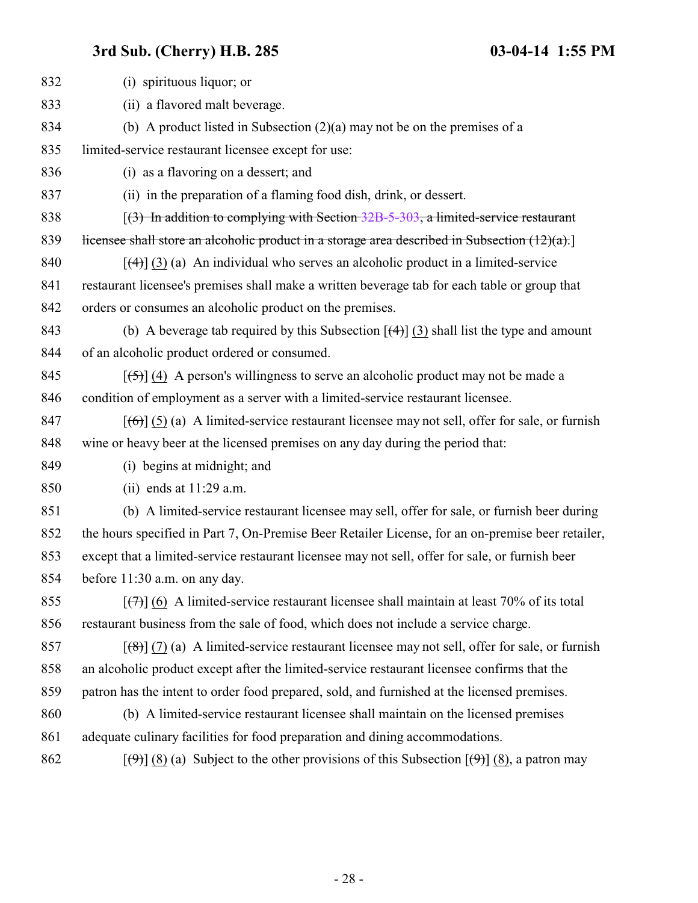832 (i) spirituous liquor; or

833 (ii) a flavored malt beverage.

834 (b) A product listed in Subsection (2)(a) may not be on the premises of a

835 limited-service restaurant licensee except for use:

836 (i) as a flavoring on a dessert; and

837 (ii) in the preparation of a flaming food dish, drink, or dessert.

838 [~~(3) In addition to complying with Section 32B-5-303, a limited-service restaurant~~

839 ~~licensee shall store an alcoholic product in a storage area described in Subsection (12)(a).~~]

840 [~~(4)~~] (3) (a) An individual who serves an alcoholic product in a limited-service

841 restaurant licensee's premises shall make a written beverage tab for each table or group that

842 orders or consumes an alcoholic product on the premises.

843 (b) A beverage tab required by this Subsection [~~(4)~~] (3) shall list the type and amount

844 of an alcoholic product ordered or consumed.

845 [~~(5)~~] (4) A person's willingness to serve an alcoholic product may not be made a

846 condition of employment as a server with a limited-service restaurant licensee.

847 [~~(6)~~] (5) (a) A limited-service restaurant licensee may not sell, offer for sale, or furnish

848 wine or heavy beer at the licensed premises on any day during the period that:

849 (i) begins at midnight; and

850 (ii) ends at 11:29 a.m.

851 (b) A limited-service restaurant licensee may sell, offer for sale, or furnish beer during

852 the hours specified in Part 7, On-Premise Beer Retailer License, for an on-premise beer retailer,

853 except that a limited-service restaurant licensee may not sell, offer for sale, or furnish beer

854 before 11:30 a.m. on any day.

855 [~~(7)~~] (6) A limited-service restaurant licensee shall maintain at least 70% of its total

856 restaurant business from the sale of food, which does not include a service charge.

857 [~~(8)~~] (7) (a) A limited-service restaurant licensee may not sell, offer for sale, or furnish

858 an alcoholic product except after the limited-service restaurant licensee confirms that the

859 patron has the intent to order food prepared, sold, and furnished at the licensed premises.

860 (b) A limited-service restaurant licensee shall maintain on the licensed premises

861 adequate culinary facilities for food preparation and dining accommodations.

862 [~~(9)~~] (8) (a) Subject to the other provisions of this Subsection [~~(9)~~] (8), a patron may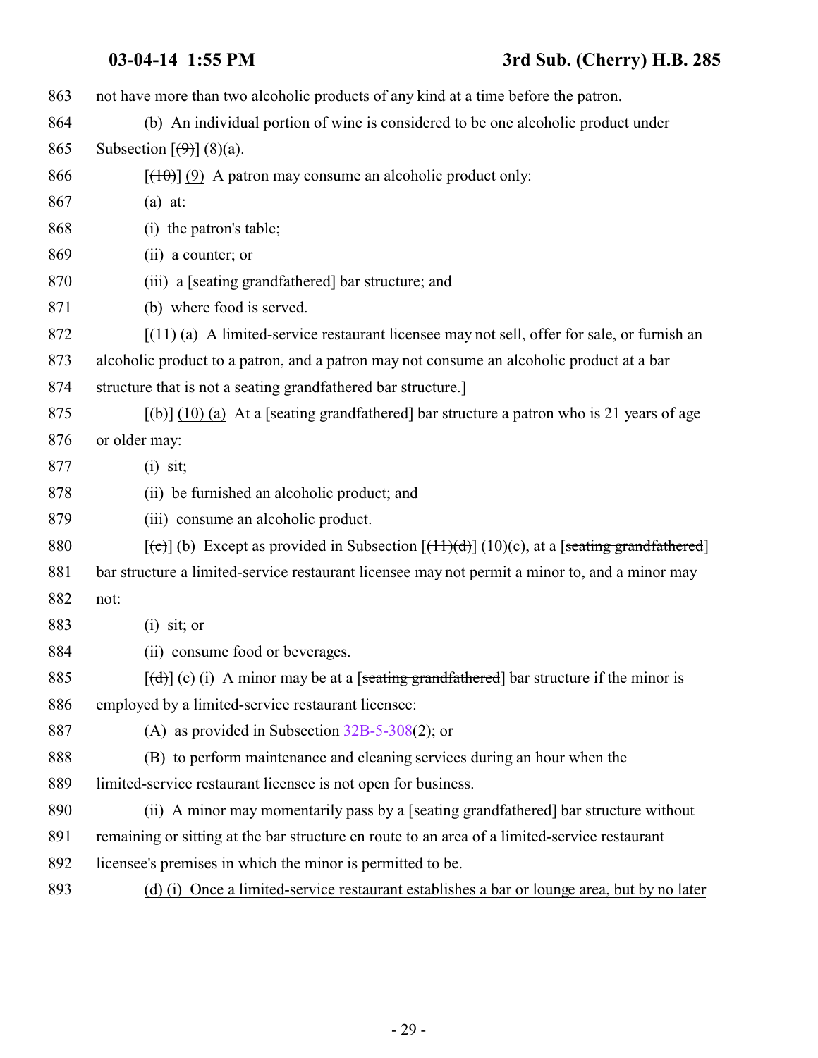863 not have more than two alcoholic products of any kind at a time before the patron.

864 (b) An individual portion of wine is considered to be one alcoholic product under

865 Subsection [~~(9)~~] (8)(a).

866 [~~(10)~~] (9) A patron may consume an alcoholic product only:

867 (a) at:

868 (i) the patron's table;

869 (ii) a counter; or

870 (iii) a [~~seating grandfathered~~] bar structure; and

871 (b) where food is served.

872 [~~(11) (a) A limited-service restaurant licensee may not sell, offer for sale, or furnish an~~

873 ~~alcoholic product to a patron, and a patron may not consume an alcoholic product at a bar~~

874 ~~structure that is not a seating grandfathered bar structure.~~]

875 [~~(b)~~] (10) (a) At a [~~seating grandfathered~~] bar structure a patron who is 21 years of age

876 or older may:

877 (i) sit;

878 (ii) be furnished an alcoholic product; and

879 (iii) consume an alcoholic product.

880 [~~(c)~~] (b) Except as provided in Subsection [~~(11)(d)~~] (10)(c), at a [~~seating grandfathered~~]

881 bar structure a limited-service restaurant licensee may not permit a minor to, and a minor may

882 not:

883 (i) sit; or

884 (ii) consume food or beverages.

885 [~~(d)~~] (c) (i) A minor may be at a [~~seating grandfathered~~] bar structure if the minor is

886 employed by a limited-service restaurant licensee:

887 (A) as provided in Subsection 32B-5-308(2); or

888 (B) to perform maintenance and cleaning services during an hour when the

889 limited-service restaurant licensee is not open for business.

890 (ii) A minor may momentarily pass by a [~~seating grandfathered~~] bar structure without

891 remaining or sitting at the bar structure en route to an area of a limited-service restaurant

892 licensee's premises in which the minor is permitted to be.

893 (d) (i) Once a limited-service restaurant establishes a bar or lounge area, but by no later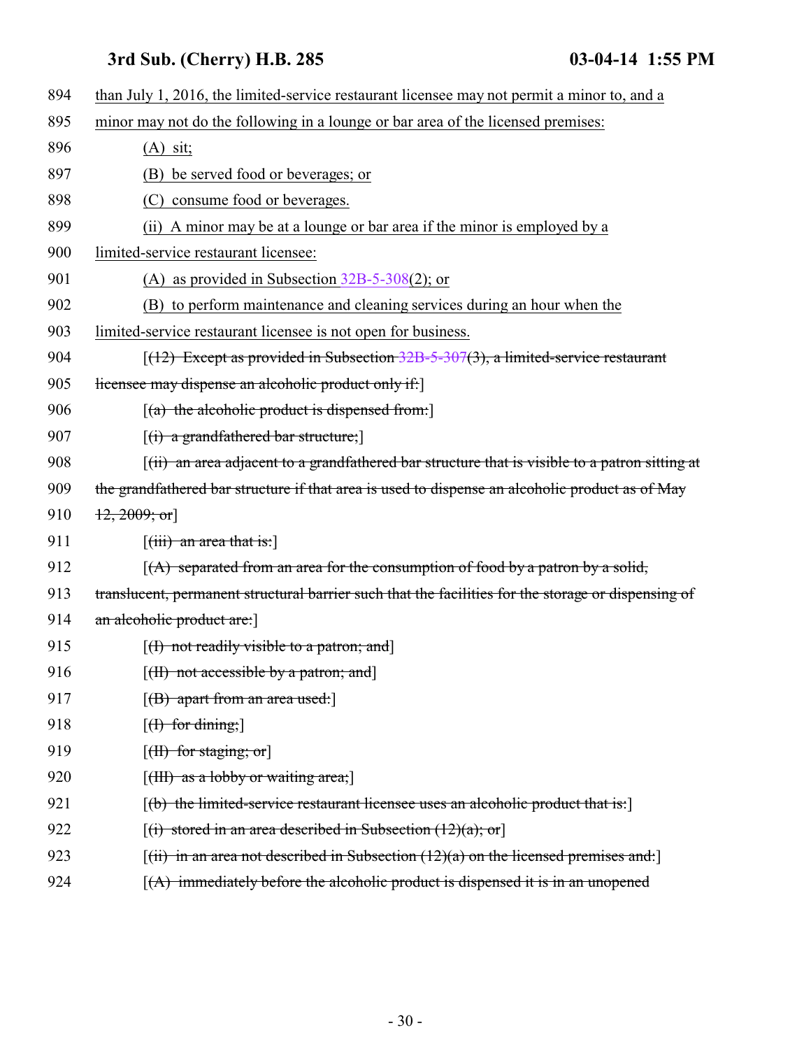894 than July 1, 2016, the limited-service restaurant licensee may not permit a minor to, and a
895 minor may not do the following in a lounge or bar area of the licensed premises:
896 (A) sit;
897 (B) be served food or beverages; or
898 (C) consume food or beverages.
899 (ii) A minor may be at a lounge or bar area if the minor is employed by a
900 limited-service restaurant licensee:
901 (A) as provided in Subsection 32B-5-308(2); or
902 (B) to perform maintenance and cleaning services during an hour when the
903 limited-service restaurant licensee is not open for business.
904 [(12) Except as provided in Subsection 32B-5-307(3), a limited-service restaurant
905 licensee may dispense an alcoholic product only if:]
906 [(a) the alcoholic product is dispensed from:]
907 [(i) a grandfathered bar structure;]
908 [(ii) an area adjacent to a grandfathered bar structure that is visible to a patron sitting at
909 the grandfathered bar structure if that area is used to dispense an alcoholic product as of May
910 12, 2009; or]
911 [(iii) an area that is:]
912 [(A) separated from an area for the consumption of food by a patron by a solid,
913 translucent, permanent structural barrier such that the facilities for the storage or dispensing of
914 an alcoholic product are:]
915 [(I) not readily visible to a patron; and]
916 [(II) not accessible by a patron; and]
917 [(B) apart from an area used:]
918 [(I) for dining;]
919 [(II) for staging; or]
920 [(III) as a lobby or waiting area;]
921 [(b) the limited-service restaurant licensee uses an alcoholic product that is:]
922 [(i) stored in an area described in Subsection (12)(a); or]
923 [(ii) in an area not described in Subsection (12)(a) on the licensed premises and:]
924 [(A) immediately before the alcoholic product is dispensed it is in an unopened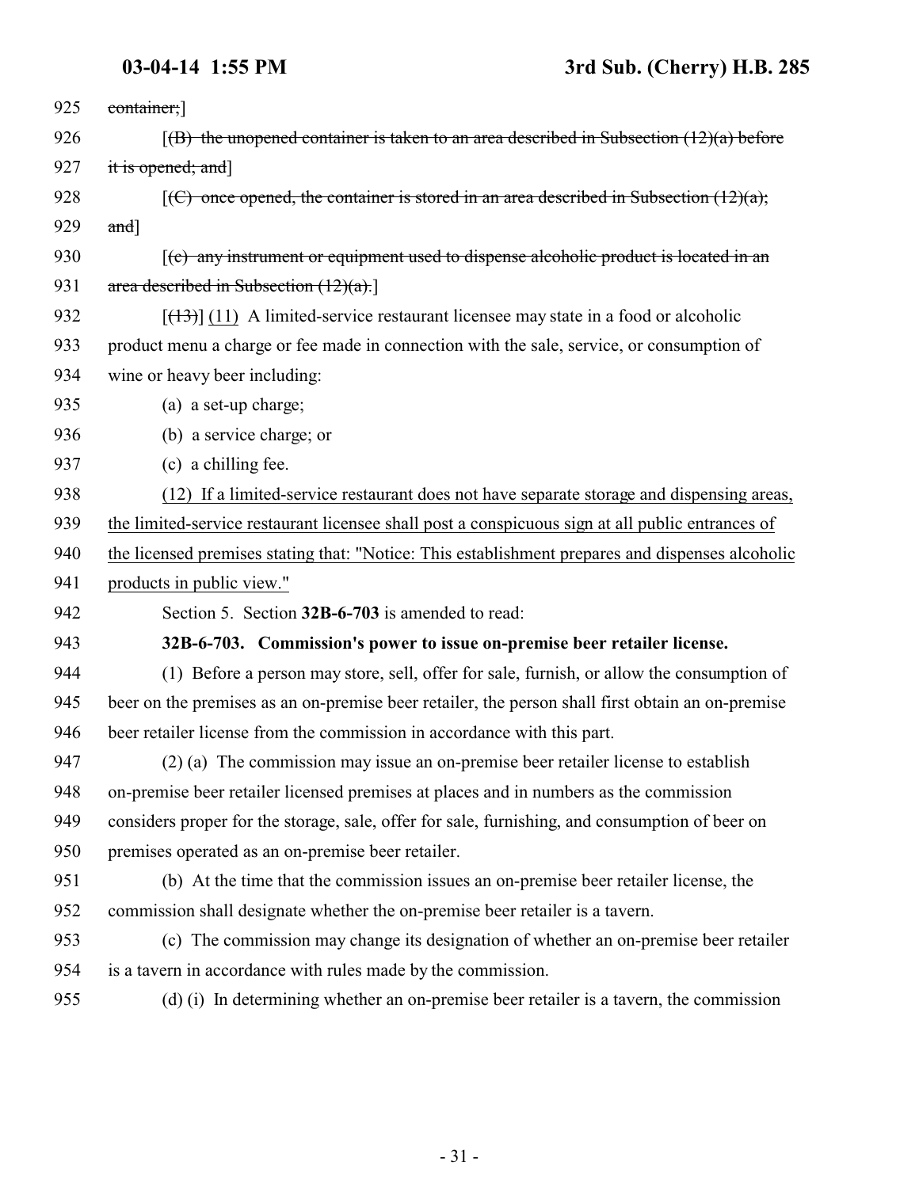925 ~~container;~~]

926 [~~(B) the unopened container is taken to an area described in Subsection (12)(a) before~~

927 ~~it is opened; and~~]

928 [~~(C) once opened, the container is stored in an area described in Subsection (12)(a);~~

929 ~~and~~]

930 [~~(c) any instrument or equipment used to dispense alcoholic product is located in an~~

931 ~~area described in Subsection (12)(a).~~]

932 [~~(13)~~] <u>(11)</u> A limited-service restaurant licensee may state in a food or alcoholic

933 product menu a charge or fee made in connection with the sale, service, or consumption of

934 wine or heavy beer including:

935 (a) a set-up charge;

936 (b) a service charge; or

937 (c) a chilling fee.

938 <u>(12) If a limited-service restaurant does not have separate storage and dispensing areas,</u>

939 <u>the limited-service restaurant licensee shall post a conspicuous sign at all public entrances of</u>

940 <u>the licensed premises stating that: "Notice: This establishment prepares and dispenses alcoholic</u>

941 <u>products in public view."</u>

942 Section 5. Section **32B-6-703** is amended to read:

943 **32B-6-703. Commission's power to issue on-premise beer retailer license.**

944 (1) Before a person may store, sell, offer for sale, furnish, or allow the consumption of

945 beer on the premises as an on-premise beer retailer, the person shall first obtain an on-premise

946 beer retailer license from the commission in accordance with this part.

947 (2) (a) The commission may issue an on-premise beer retailer license to establish

948 on-premise beer retailer licensed premises at places and in numbers as the commission

949 considers proper for the storage, sale, offer for sale, furnishing, and consumption of beer on

950 premises operated as an on-premise beer retailer.

951 (b) At the time that the commission issues an on-premise beer retailer license, the

952 commission shall designate whether the on-premise beer retailer is a tavern.

953 (c) The commission may change its designation of whether an on-premise beer retailer

954 is a tavern in accordance with rules made by the commission.

955 (d) (i) In determining whether an on-premise beer retailer is a tavern, the commission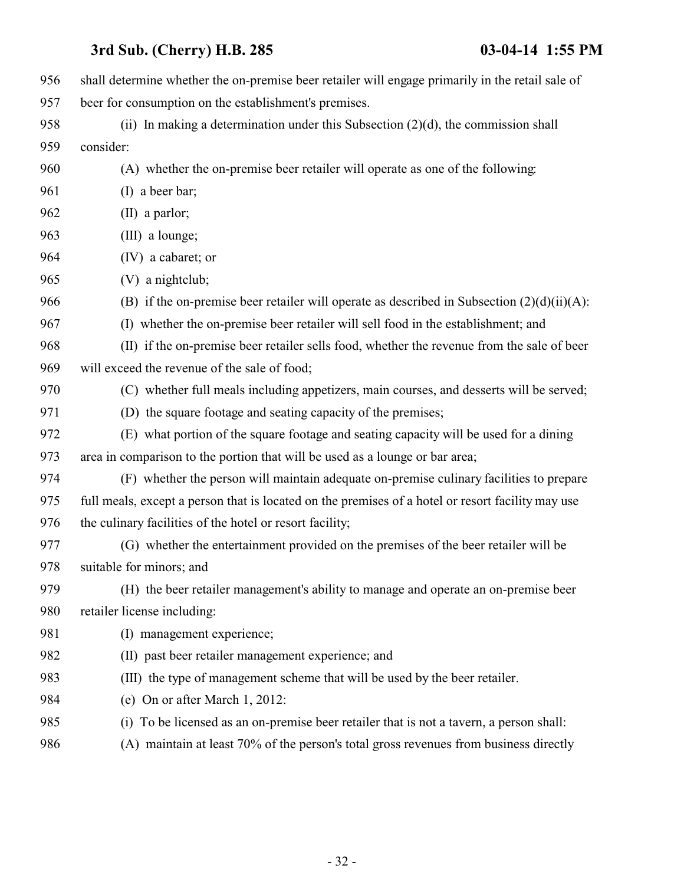shall determine whether the on-premise beer retailer will engage primarily in the retail sale of beer for consumption on the establishment's premises.

(ii) In making a determination under this Subsection (2)(d), the commission shall consider:

(A) whether the on-premise beer retailer will operate as one of the following:

(I) a beer bar;

(II) a parlor;

(III) a lounge;

(IV) a cabaret; or

(V) a nightclub;

(B) if the on-premise beer retailer will operate as described in Subsection (2)(d)(ii)(A):

(I) whether the on-premise beer retailer will sell food in the establishment; and

(II) if the on-premise beer retailer sells food, whether the revenue from the sale of beer will exceed the revenue of the sale of food;

(C) whether full meals including appetizers, main courses, and desserts will be served;

(D) the square footage and seating capacity of the premises;

(E) what portion of the square footage and seating capacity will be used for a dining area in comparison to the portion that will be used as a lounge or bar area;

(F) whether the person will maintain adequate on-premise culinary facilities to prepare full meals, except a person that is located on the premises of a hotel or resort facility may use the culinary facilities of the hotel or resort facility;

(G) whether the entertainment provided on the premises of the beer retailer will be suitable for minors; and

(H) the beer retailer management's ability to manage and operate an on-premise beer retailer license including:

(I) management experience;

(II) past beer retailer management experience; and

(III) the type of management scheme that will be used by the beer retailer.

(e) On or after March 1, 2012:

(i) To be licensed as an on-premise beer retailer that is not a tavern, a person shall:

(A) maintain at least 70% of the person's total gross revenues from business directly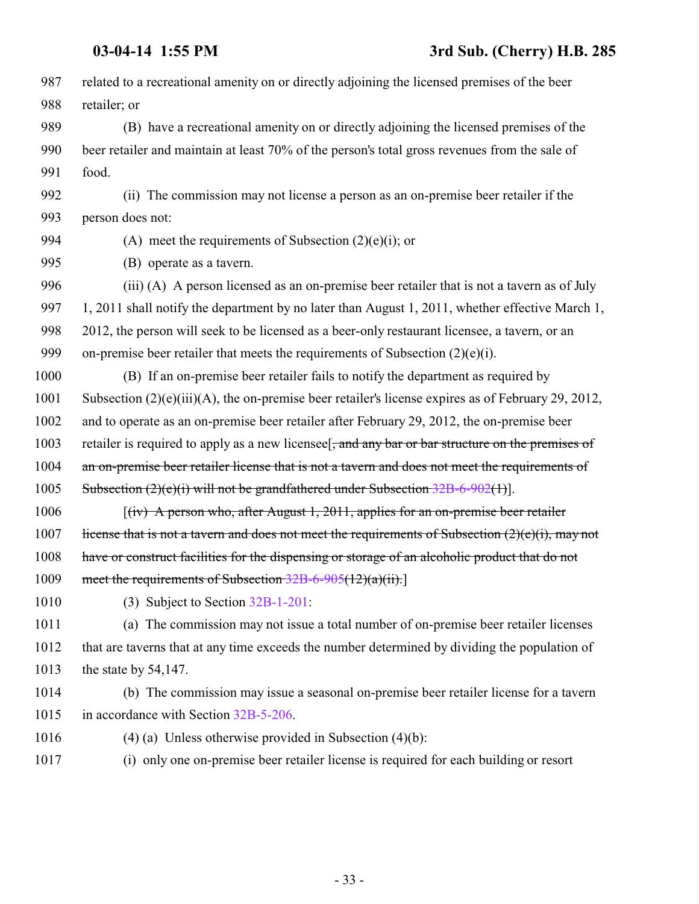related to a recreational amenity on or directly adjoining the licensed premises of the beer retailer; or

(B) have a recreational amenity on or directly adjoining the licensed premises of the beer retailer and maintain at least 70% of the person's total gross revenues from the sale of food.

(ii) The commission may not license a person as an on-premise beer retailer if the person does not:

(A) meet the requirements of Subsection (2)(e)(i); or

(B) operate as a tavern.

(iii) (A) A person licensed as an on-premise beer retailer that is not a tavern as of July 1, 2011 shall notify the department by no later than August 1, 2011, whether effective March 1, 2012, the person will seek to be licensed as a beer-only restaurant licensee, a tavern, or an on-premise beer retailer that meets the requirements of Subsection (2)(e)(i).

(B) If an on-premise beer retailer fails to notify the department as required by Subsection (2)(e)(iii)(A), the on-premise beer retailer's license expires as of February 29, 2012, and to operate as an on-premise beer retailer after February 29, 2012, the on-premise beer retailer is required to apply as a new licensee[~~, and any bar or bar structure on the premises of an on-premise beer retailer license that is not a tavern and does not meet the requirements of Subsection (2)(e)(i) will not be grandfathered under Subsection 32B-6-902(1)~~].

[~~(iv) A person who, after August 1, 2011, applies for an on-premise beer retailer license that is not a tavern and does not meet the requirements of Subsection (2)(e)(i), may not have or construct facilities for the dispensing or storage of an alcoholic product that do not meet the requirements of Subsection 32B-6-905(12)(a)(ii).~~]

(3) Subject to Section 32B-1-201:

(a) The commission may not issue a total number of on-premise beer retailer licenses that are taverns that at any time exceeds the number determined by dividing the population of the state by 54,147.

(b) The commission may issue a seasonal on-premise beer retailer license for a tavern in accordance with Section 32B-5-206.

(4) (a) Unless otherwise provided in Subsection (4)(b):

(i) only one on-premise beer retailer license is required for each building or resort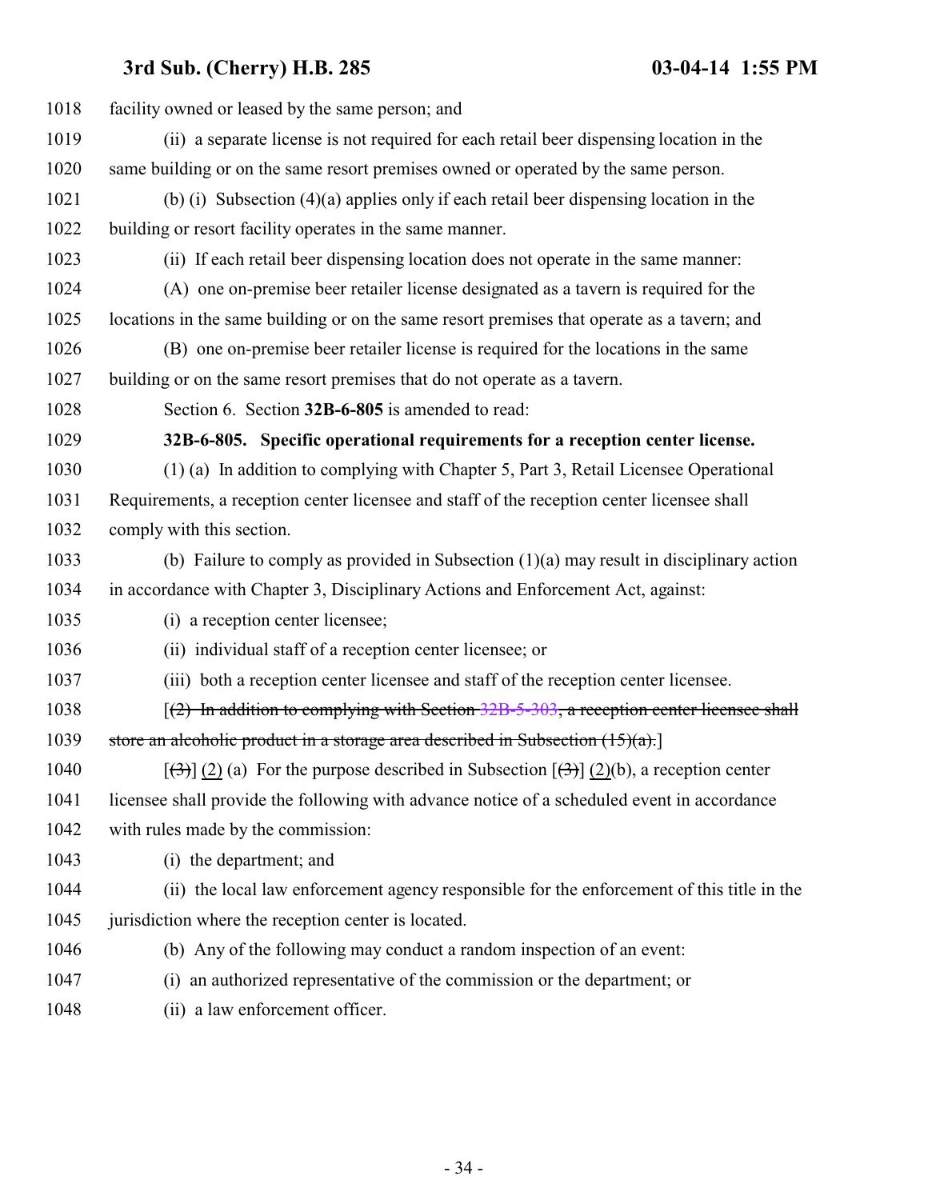1018 facility owned or leased by the same person; and

1019 (ii) a separate license is not required for each retail beer dispensing location in the

1020 same building or on the same resort premises owned or operated by the same person.

1021 (b) (i) Subsection (4)(a) applies only if each retail beer dispensing location in the

1022 building or resort facility operates in the same manner.

1023 (ii) If each retail beer dispensing location does not operate in the same manner:

1024 (A) one on-premise beer retailer license designated as a tavern is required for the

1025 locations in the same building or on the same resort premises that operate as a tavern; and

1026 (B) one on-premise beer retailer license is required for the locations in the same

1027 building or on the same resort premises that do not operate as a tavern.

1028 Section 6. Section **32B-6-805** is amended to read:

1029 **32B-6-805. Specific operational requirements for a reception center license.**

1030 (1) (a) In addition to complying with Chapter 5, Part 3, Retail Licensee Operational

1031 Requirements, a reception center licensee and staff of the reception center licensee shall

1032 comply with this section.

1033 (b) Failure to comply as provided in Subsection (1)(a) may result in disciplinary action

1034 in accordance with Chapter 3, Disciplinary Actions and Enforcement Act, against:

1035 (i) a reception center licensee;

1036 (ii) individual staff of a reception center licensee; or

1037 (iii) both a reception center licensee and staff of the reception center licensee.

1038 [~~(2) In addition to complying with Section 32B-5-303, a reception center licensee shall~~

1039 ~~store an alcoholic product in a storage area described in Subsection (15)(a).~~]

1040 [~~(3)~~] (2) (a) For the purpose described in Subsection [~~(3)~~] (2)(b), a reception center

1041 licensee shall provide the following with advance notice of a scheduled event in accordance

1042 with rules made by the commission:

1043 (i) the department; and

1044 (ii) the local law enforcement agency responsible for the enforcement of this title in the

1045 jurisdiction where the reception center is located.

1046 (b) Any of the following may conduct a random inspection of an event:

1047 (i) an authorized representative of the commission or the department; or

1048 (ii) a law enforcement officer.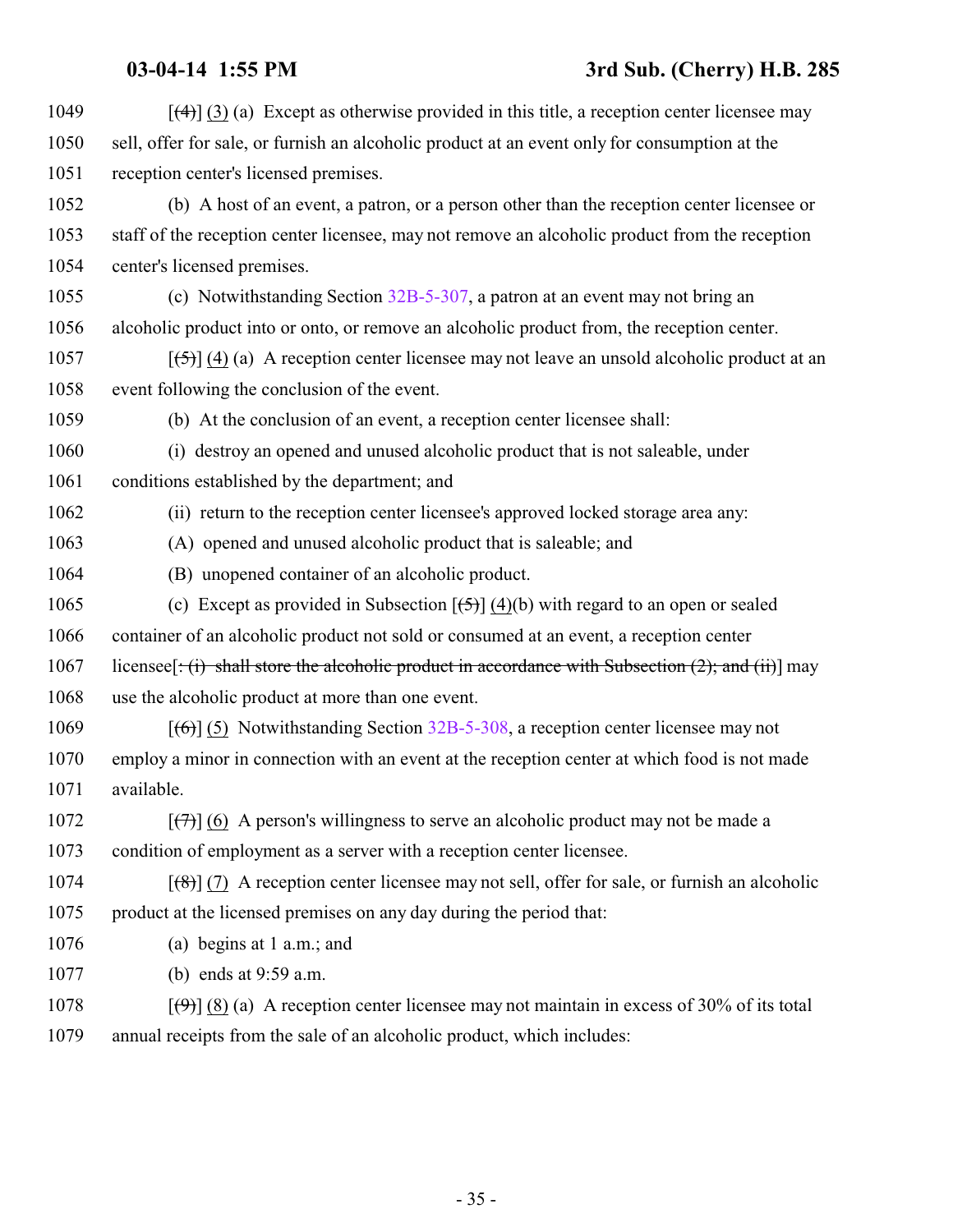1049 [(4)] (3) (a) Except as otherwise provided in this title, a reception center licensee may
1050 sell, offer for sale, or furnish an alcoholic product at an event only for consumption at the
1051 reception center's licensed premises.

1052 (b) A host of an event, a patron, or a person other than the reception center licensee or
1053 staff of the reception center licensee, may not remove an alcoholic product from the reception
1054 center's licensed premises.

1055 (c) Notwithstanding Section 32B-5-307, a patron at an event may not bring an
1056 alcoholic product into or onto, or remove an alcoholic product from, the reception center.

1057 [(5)] (4) (a) A reception center licensee may not leave an unsold alcoholic product at an
1058 event following the conclusion of the event.

1059 (b) At the conclusion of an event, a reception center licensee shall:

1060 (i) destroy an opened and unused alcoholic product that is not saleable, under
1061 conditions established by the department; and

1062 (ii) return to the reception center licensee's approved locked storage area any:

1063 (A) opened and unused alcoholic product that is saleable; and

1064 (B) unopened container of an alcoholic product.

1065 (c) Except as provided in Subsection [(5)] (4)(b) with regard to an open or sealed
1066 container of an alcoholic product not sold or consumed at an event, a reception center
1067 licensee[: (i) shall store the alcoholic product in accordance with Subsection (2); and (ii)] may
1068 use the alcoholic product at more than one event.

1069 [(6)] (5) Notwithstanding Section 32B-5-308, a reception center licensee may not
1070 employ a minor in connection with an event at the reception center at which food is not made
1071 available.

1072 [(7)] (6) A person's willingness to serve an alcoholic product may not be made a
1073 condition of employment as a server with a reception center licensee.

1074 [(8)] (7) A reception center licensee may not sell, offer for sale, or furnish an alcoholic
1075 product at the licensed premises on any day during the period that:

1076 (a) begins at 1 a.m.; and

1077 (b) ends at 9:59 a.m.

1078 [(9)] (8) (a) A reception center licensee may not maintain in excess of 30% of its total
1079 annual receipts from the sale of an alcoholic product, which includes: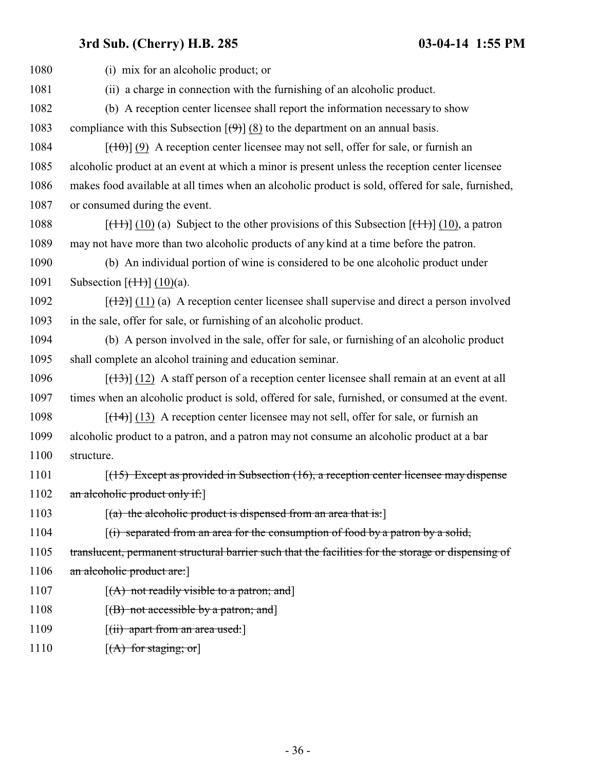1080 (i) mix for an alcoholic product; or

1081 (ii) a charge in connection with the furnishing of an alcoholic product.

1082 (b) A reception center licensee shall report the information necessary to show

1083 compliance with this Subsection [~~(9)~~] (8) to the department on an annual basis.

1084 [~~(10)~~] (9) A reception center licensee may not sell, offer for sale, or furnish an

1085 alcoholic product at an event at which a minor is present unless the reception center licensee

1086 makes food available at all times when an alcoholic product is sold, offered for sale, furnished,

1087 or consumed during the event.

1088 [~~(11)~~] (10) (a) Subject to the other provisions of this Subsection [~~(11)~~] (10), a patron

1089 may not have more than two alcoholic products of any kind at a time before the patron.

1090 (b) An individual portion of wine is considered to be one alcoholic product under

1091 Subsection [~~(11)~~] (10)(a).

1092 [~~(12)~~] (11) (a) A reception center licensee shall supervise and direct a person involved

1093 in the sale, offer for sale, or furnishing of an alcoholic product.

1094 (b) A person involved in the sale, offer for sale, or furnishing of an alcoholic product

1095 shall complete an alcohol training and education seminar.

1096 [~~(13)~~] (12) A staff person of a reception center licensee shall remain at an event at all

1097 times when an alcoholic product is sold, offered for sale, furnished, or consumed at the event.

1098 [~~(14)~~] (13) A reception center licensee may not sell, offer for sale, or furnish an

1099 alcoholic product to a patron, and a patron may not consume an alcoholic product at a bar

1100 structure.

1101 [~~(15) Except as provided in Subsection (16), a reception center licensee may dispense~~

1102 ~~an alcoholic product only if:~~]

1103 [~~(a) the alcoholic product is dispensed from an area that is:~~]

1104 [~~(i) separated from an area for the consumption of food by a patron by a solid,~~

1105 ~~translucent, permanent structural barrier such that the facilities for the storage or dispensing of~~

1106 ~~an alcoholic product are:~~]

1107 [~~(A) not readily visible to a patron; and~~]

1108 [~~(B) not accessible by a patron; and~~]

1109 [~~(ii) apart from an area used:~~]

1110 [~~(A) for staging; or~~]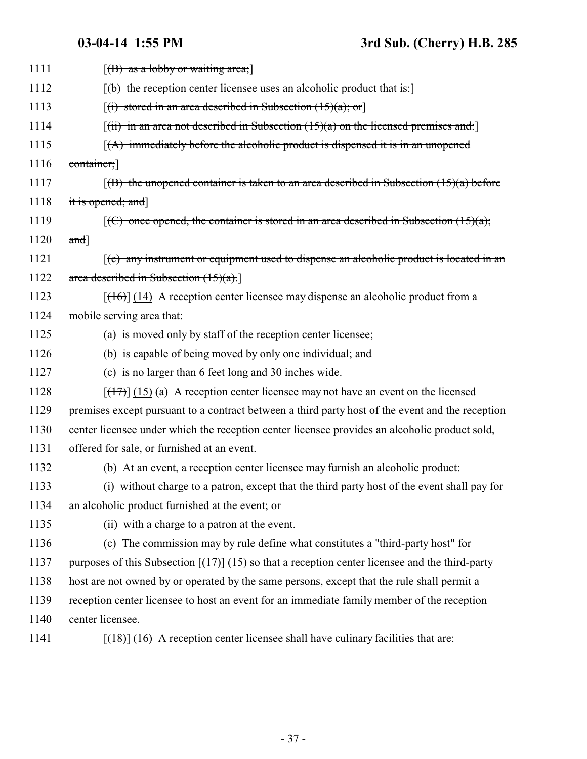1111 [(B) as a lobby or waiting area;]

1112 [(b) the reception center licensee uses an alcoholic product that is:]

1113 [(i) stored in an area described in Subsection (15)(a); or]

1114 [(ii) in an area not described in Subsection (15)(a) on the licensed premises and:]

1115 [(A) immediately before the alcoholic product is dispensed it is in an unopened

1116 container;]

1117 [(B) the unopened container is taken to an area described in Subsection (15)(a) before

1118 it is opened; and]

1119 [(C) once opened, the container is stored in an area described in Subsection (15)(a);

1120 and]

1121 [(c) any instrument or equipment used to dispense an alcoholic product is located in an

1122 area described in Subsection (15)(a).]

1123 [(16)] (14) A reception center licensee may dispense an alcoholic product from a

1124 mobile serving area that:

1125 (a) is moved only by staff of the reception center licensee;

1126 (b) is capable of being moved by only one individual; and

1127 (c) is no larger than 6 feet long and 30 inches wide.

1128 [(17)] (15) (a) A reception center licensee may not have an event on the licensed

1129 premises except pursuant to a contract between a third party host of the event and the reception

1130 center licensee under which the reception center licensee provides an alcoholic product sold,

1131 offered for sale, or furnished at an event.

1132 (b) At an event, a reception center licensee may furnish an alcoholic product:

1133 (i) without charge to a patron, except that the third party host of the event shall pay for

1134 an alcoholic product furnished at the event; or

1135 (ii) with a charge to a patron at the event.

1136 (c) The commission may by rule define what constitutes a "third-party host" for

1137 purposes of this Subsection [(17)] (15) so that a reception center licensee and the third-party

1138 host are not owned by or operated by the same persons, except that the rule shall permit a

1139 reception center licensee to host an event for an immediate family member of the reception

1140 center licensee.

1141 [(18)] (16) A reception center licensee shall have culinary facilities that are: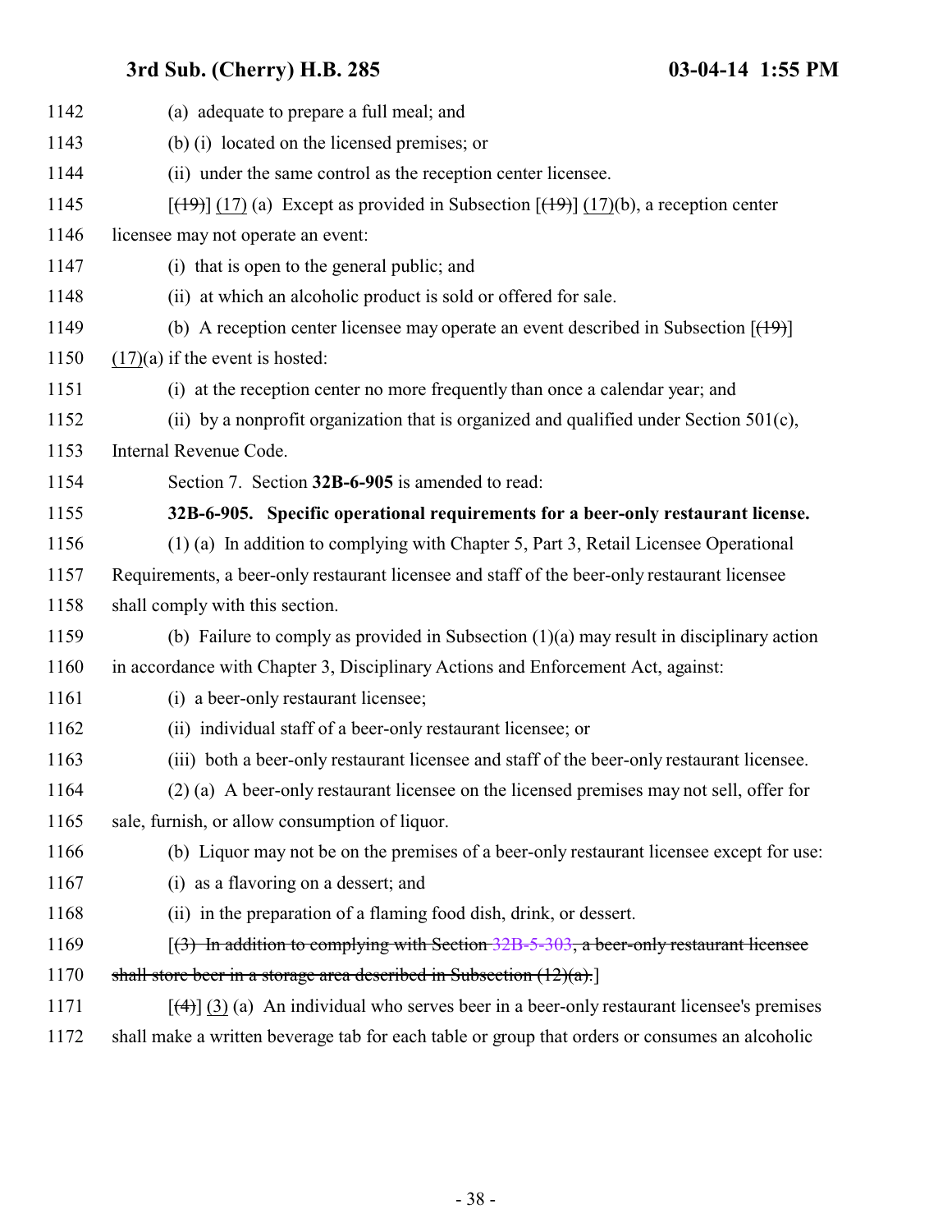(a) adequate to prepare a full meal; and

(b) (i) located on the licensed premises; or

(ii) under the same control as the reception center licensee.

[~~(19)~~] (17) (a) Except as provided in Subsection [~~(19)~~] (17)(b), a reception center licensee may not operate an event:

(i) that is open to the general public; and

(ii) at which an alcoholic product is sold or offered for sale.

(b) A reception center licensee may operate an event described in Subsection [~~(19)~~] (17)(a) if the event is hosted:

(i) at the reception center no more frequently than once a calendar year; and

(ii) by a nonprofit organization that is organized and qualified under Section 501(c), Internal Revenue Code.

Section 7. Section **32B-6-905** is amended to read:

**32B-6-905. Specific operational requirements for a beer-only restaurant license.**

(1) (a) In addition to complying with Chapter 5, Part 3, Retail Licensee Operational Requirements, a beer-only restaurant licensee and staff of the beer-only restaurant licensee shall comply with this section.

(b) Failure to comply as provided in Subsection (1)(a) may result in disciplinary action in accordance with Chapter 3, Disciplinary Actions and Enforcement Act, against:

(i) a beer-only restaurant licensee;

(ii) individual staff of a beer-only restaurant licensee; or

(iii) both a beer-only restaurant licensee and staff of the beer-only restaurant licensee.

(2) (a) A beer-only restaurant licensee on the licensed premises may not sell, offer for sale, furnish, or allow consumption of liquor.

(b) Liquor may not be on the premises of a beer-only restaurant licensee except for use:

(i) as a flavoring on a dessert; and

(ii) in the preparation of a flaming food dish, drink, or dessert.

[~~(3) In addition to complying with Section 32B-5-303, a beer-only restaurant licensee shall store beer in a storage area described in Subsection (12)(a).~~]

[~~(4)~~] (3) (a) An individual who serves beer in a beer-only restaurant licensee's premises shall make a written beverage tab for each table or group that orders or consumes an alcoholic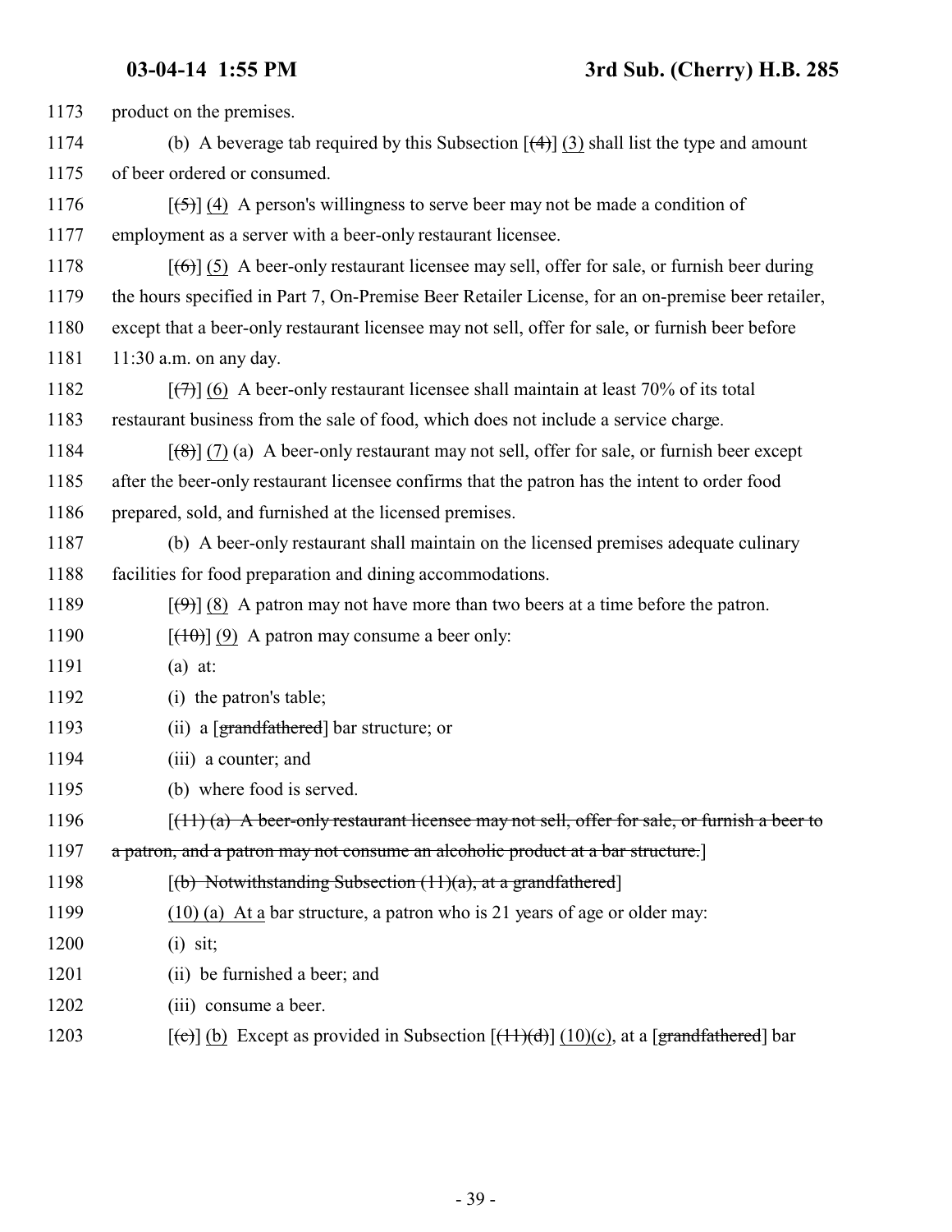1173 product on the premises.

1174 (b) A beverage tab required by this Subsection [~~(4)~~] <u>(3)</u> shall list the type and amount

1175 of beer ordered or consumed.

1176 [~~(5)~~] <u>(4)</u> A person's willingness to serve beer may not be made a condition of

1177 employment as a server with a beer-only restaurant licensee.

1178 [~~(6)~~] <u>(5)</u> A beer-only restaurant licensee may sell, offer for sale, or furnish beer during

1179 the hours specified in Part 7, On-Premise Beer Retailer License, for an on-premise beer retailer,

1180 except that a beer-only restaurant licensee may not sell, offer for sale, or furnish beer before

1181 11:30 a.m. on any day.

1182 [~~(7)~~] <u>(6)</u> A beer-only restaurant licensee shall maintain at least 70% of its total

1183 restaurant business from the sale of food, which does not include a service charge.

1184 [~~(8)~~] <u>(7)</u> (a) A beer-only restaurant may not sell, offer for sale, or furnish beer except

1185 after the beer-only restaurant licensee confirms that the patron has the intent to order food

1186 prepared, sold, and furnished at the licensed premises.

1187 (b) A beer-only restaurant shall maintain on the licensed premises adequate culinary

1188 facilities for food preparation and dining accommodations.

1189 [~~(9)~~] <u>(8)</u> A patron may not have more than two beers at a time before the patron.

1190 [~~(10)~~] <u>(9)</u> A patron may consume a beer only:

1191 (a) at:

1192 (i) the patron's table;

1193 (ii) a [~~grandfathered~~] bar structure; or

1194 (iii) a counter; and

1195 (b) where food is served.

1196 [~~(11) (a) A beer-only restaurant licensee may not sell, offer for sale, or furnish a beer to~~

1197 ~~a patron, and a patron may not consume an alcoholic product at a bar structure.~~]

1198 [~~(b) Notwithstanding Subsection (11)(a), at a grandfathered~~]

1199 <u>(10) (a) At a</u> bar structure, a patron who is 21 years of age or older may:

1200 (i) sit;

1201 (ii) be furnished a beer; and

1202 (iii) consume a beer.

1203 [~~(c)~~] <u>(b)</u> Except as provided in Subsection [~~(11)(d)~~] <u>(10)(c)</u>, at a [~~grandfathered~~] bar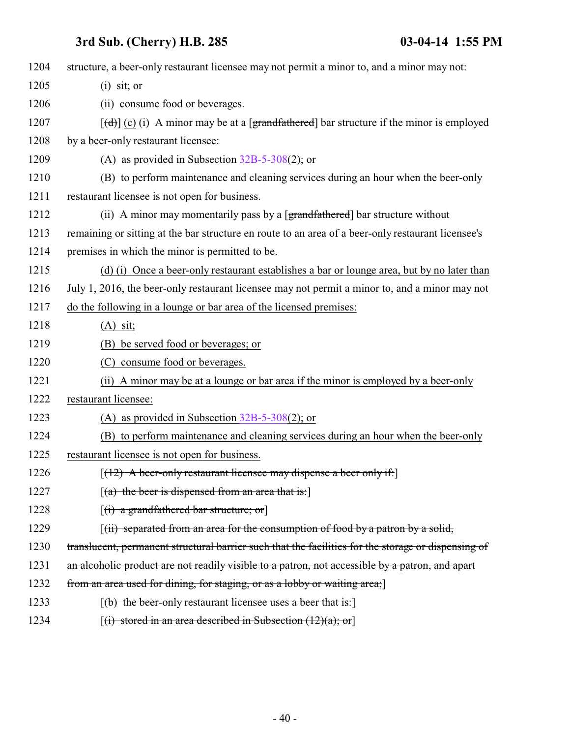1204 structure, a beer-only restaurant licensee may not permit a minor to, and a minor may not:

1205 (i) sit; or

1206 (ii) consume food or beverages.

1207 [~~(d)~~] (c) (i) A minor may be at a [~~grandfathered~~] bar structure if the minor is employed

1208 by a beer-only restaurant licensee:

1209 (A) as provided in Subsection 32B-5-308(2); or

1210 (B) to perform maintenance and cleaning services during an hour when the beer-only

1211 restaurant licensee is not open for business.

1212 (ii) A minor may momentarily pass by a [~~grandfathered~~] bar structure without

1213 remaining or sitting at the bar structure en route to an area of a beer-only restaurant licensee's

1214 premises in which the minor is permitted to be.

1215 (d) (i) Once a beer-only restaurant establishes a bar or lounge area, but by no later than

1216 July 1, 2016, the beer-only restaurant licensee may not permit a minor to, and a minor may not

1217 do the following in a lounge or bar area of the licensed premises:

1218 (A) sit;

1219 (B) be served food or beverages; or

1220 (C) consume food or beverages.

1221 (ii) A minor may be at a lounge or bar area if the minor is employed by a beer-only

1222 restaurant licensee:

1223 (A) as provided in Subsection 32B-5-308(2); or

1224 (B) to perform maintenance and cleaning services during an hour when the beer-only

1225 restaurant licensee is not open for business.

1226 [~~(12) A beer-only restaurant licensee may dispense a beer only if:~~]

1227 [~~(a) the beer is dispensed from an area that is:~~]

1228 [~~(i) a grandfathered bar structure; or~~]

1229 [~~(ii) separated from an area for the consumption of food by a patron by a solid,~~

1230 ~~translucent, permanent structural barrier such that the facilities for the storage or dispensing of~~

1231 ~~an alcoholic product are not readily visible to a patron, not accessible by a patron, and apart~~

1232 ~~from an area used for dining, for staging, or as a lobby or waiting area;~~]

1233 [~~(b) the beer-only restaurant licensee uses a beer that is:~~]

1234 [~~(i) stored in an area described in Subsection (12)(a); or~~]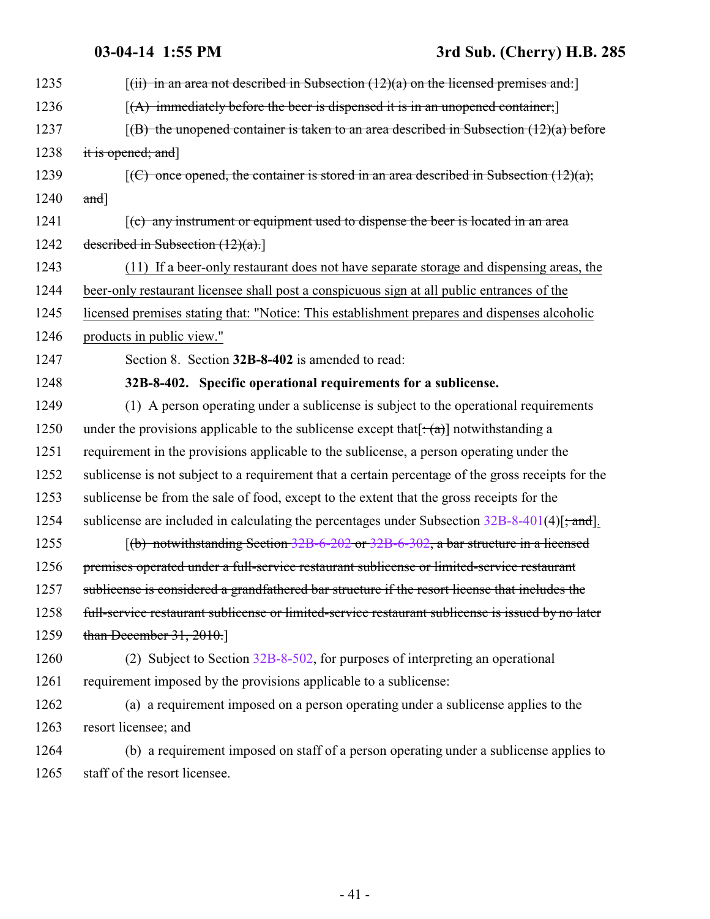1235 [~~(ii) in an area not described in Subsection (12)(a) on the licensed premises and:~~]

1236 [~~(A) immediately before the beer is dispensed it is in an unopened container;~~]

1237 [~~(B) the unopened container is taken to an area described in Subsection (12)(a) before~~

1238 ~~it is opened; and~~]

1239 [~~(C) once opened, the container is stored in an area described in Subsection (12)(a);~~

1240 ~~and~~]

1241 [~~(c) any instrument or equipment used to dispense the beer is located in an area~~

1242 ~~described in Subsection (12)(a).~~]

1243 <u>(11) If a beer-only restaurant does not have separate storage and dispensing areas, the</u>

1244 <u>beer-only restaurant licensee shall post a conspicuous sign at all public entrances of the</u>

1245 <u>licensed premises stating that: "Notice: This establishment prepares and dispenses alcoholic</u>

1246 <u>products in public view."</u>

1247 Section 8. Section **32B-8-402** is amended to read:

1248 **32B-8-402. Specific operational requirements for a sublicense.**

1249 (1) A person operating under a sublicense is subject to the operational requirements

1250 under the provisions applicable to the sublicense except that[~~: (a)~~] notwithstanding a

1251 requirement in the provisions applicable to the sublicense, a person operating under the

1252 sublicense is not subject to a requirement that a certain percentage of the gross receipts for the

1253 sublicense be from the sale of food, except to the extent that the gross receipts for the

1254 sublicense are included in calculating the percentages under Subsection 32B-8-401(4)[~~; and~~]<u>.</u>

1255 [~~(b) notwithstanding Section 32B-6-202 or 32B-6-302, a bar structure in a licensed~~

1256 ~~premises operated under a full-service restaurant sublicense or limited-service restaurant~~

1257 ~~sublicense is considered a grandfathered bar structure if the resort license that includes the~~

1258 ~~full-service restaurant sublicense or limited-service restaurant sublicense is issued by no later~~

1259 ~~than December 31, 2010.~~]

1260 (2) Subject to Section 32B-8-502, for purposes of interpreting an operational

1261 requirement imposed by the provisions applicable to a sublicense:

1262 (a) a requirement imposed on a person operating under a sublicense applies to the

1263 resort licensee; and

1264 (b) a requirement imposed on staff of a person operating under a sublicense applies to

1265 staff of the resort licensee.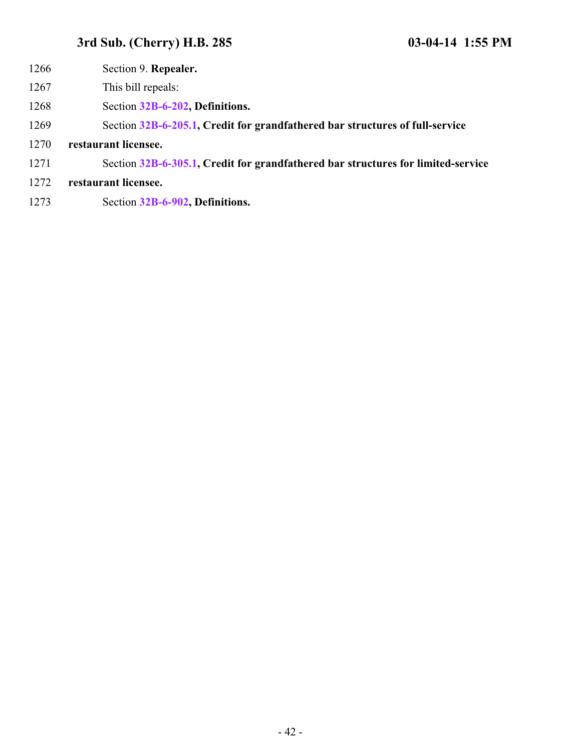1266 Section 9. **Repealer.**

1267 This bill repeals:

1268 Section **32B-6-202, Definitions.**

1269 Section **32B-6-205.1, Credit for grandfathered bar structures of full-service**

1270 **restaurant licensee.**

1271 Section **32B-6-305.1, Credit for grandfathered bar structures for limited-service**

1272 **restaurant licensee.**

1273 Section **32B-6-902, Definitions.**